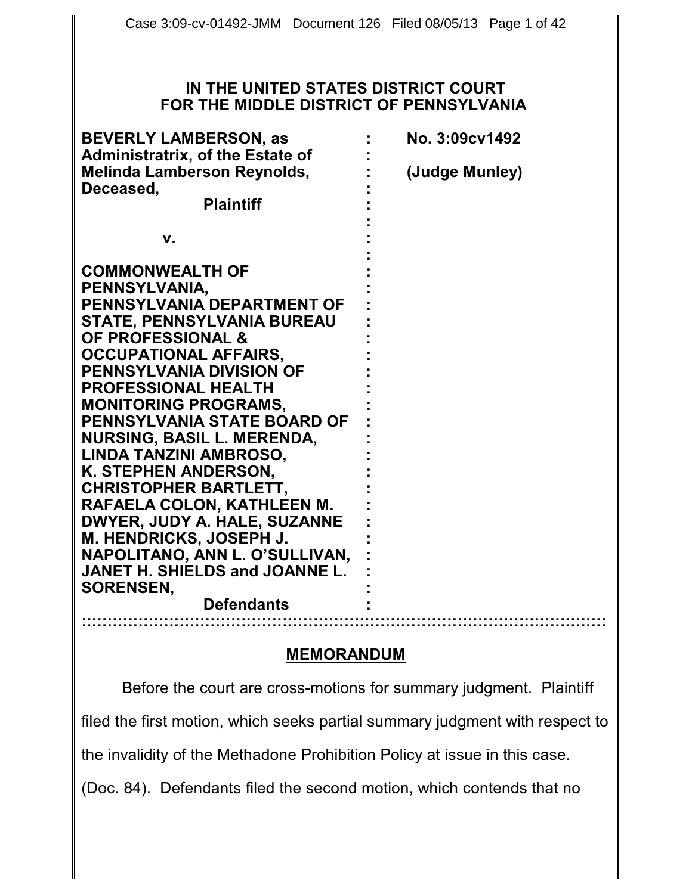**IN THE UNITED STATES DISTRICT COURT**
**FOR THE MIDDLE DISTRICT OF PENNSYLVANIA**

| | | |
|---|---|---|
| **BEVERLY LAMBERSON, as Administratrix, of the Estate of Melinda Lamberson Reynolds, Deceased,** | : | **No. 3:09cv1492** |
| **Plaintiff** | : | **(Judge Munley)** |
| | : | |
| **v.** | : | |
| | : | |
| **COMMONWEALTH OF PENNSYLVANIA, PENNSYLVANIA DEPARTMENT OF STATE, PENNSYLVANIA BUREAU OF PROFESSIONAL & OCCUPATIONAL AFFAIRS, PENNSYLVANIA DIVISION OF PROFESSIONAL HEALTH MONITORING PROGRAMS, PENNSYLVANIA STATE BOARD OF NURSING, BASIL L. MERENDA, LINDA TANZINI AMBROSO, K. STEPHEN ANDERSON, CHRISTOPHER BARTLETT, RAFAELA COLON, KATHLEEN M. DWYER, JUDY A. HALE, SUZANNE M. HENDRICKS, JOSEPH J. NAPOLITANO, ANN L. O'SULLIVAN, JANET H. SHIELDS and JOANNE L. SORENSEN,** | : | |
| **Defendants** | : | |

## MEMORANDUM

Before the court are cross-motions for summary judgment. Plaintiff filed the first motion, which seeks partial summary judgment with respect to the invalidity of the Methadone Prohibition Policy at issue in this case. (Doc. 84). Defendants filed the second motion, which contends that no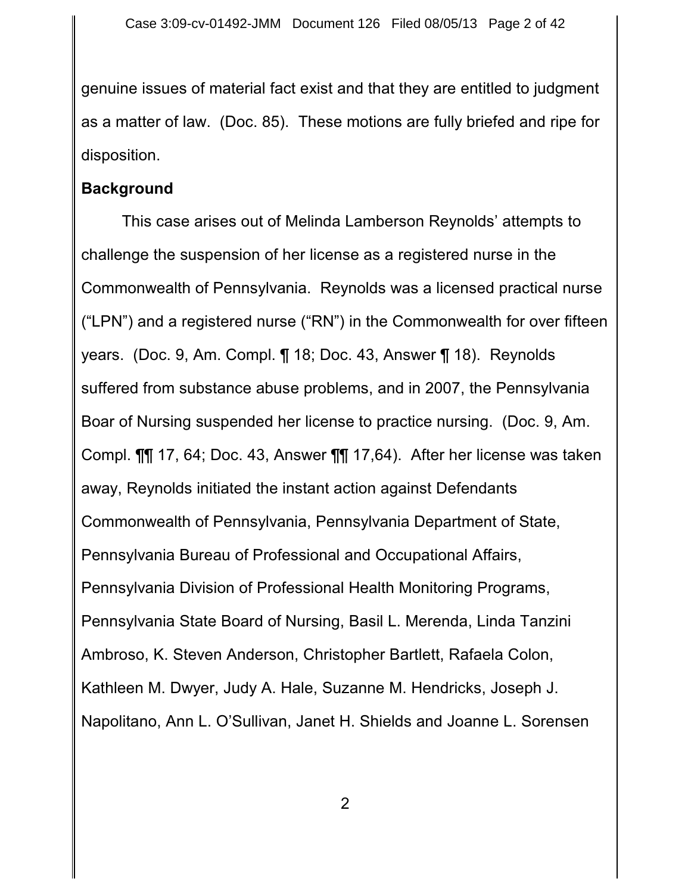genuine issues of material fact exist and that they are entitled to judgment as a matter of law. (Doc. 85). These motions are fully briefed and ripe for disposition.

**Background**

This case arises out of Melinda Lamberson Reynolds' attempts to challenge the suspension of her license as a registered nurse in the Commonwealth of Pennsylvania. Reynolds was a licensed practical nurse ("LPN") and a registered nurse ("RN") in the Commonwealth for over fifteen years. (Doc. 9, Am. Compl. ¶ 18; Doc. 43, Answer ¶ 18). Reynolds suffered from substance abuse problems, and in 2007, the Pennsylvania Boar of Nursing suspended her license to practice nursing. (Doc. 9, Am. Compl. ¶¶ 17, 64; Doc. 43, Answer ¶¶ 17,64). After her license was taken away, Reynolds initiated the instant action against Defendants Commonwealth of Pennsylvania, Pennsylvania Department of State, Pennsylvania Bureau of Professional and Occupational Affairs, Pennsylvania Division of Professional Health Monitoring Programs, Pennsylvania State Board of Nursing, Basil L. Merenda, Linda Tanzini Ambroso, K. Steven Anderson, Christopher Bartlett, Rafaela Colon, Kathleen M. Dwyer, Judy A. Hale, Suzanne M. Hendricks, Joseph J. Napolitano, Ann L. O'Sullivan, Janet H. Shields and Joanne L. Sorensen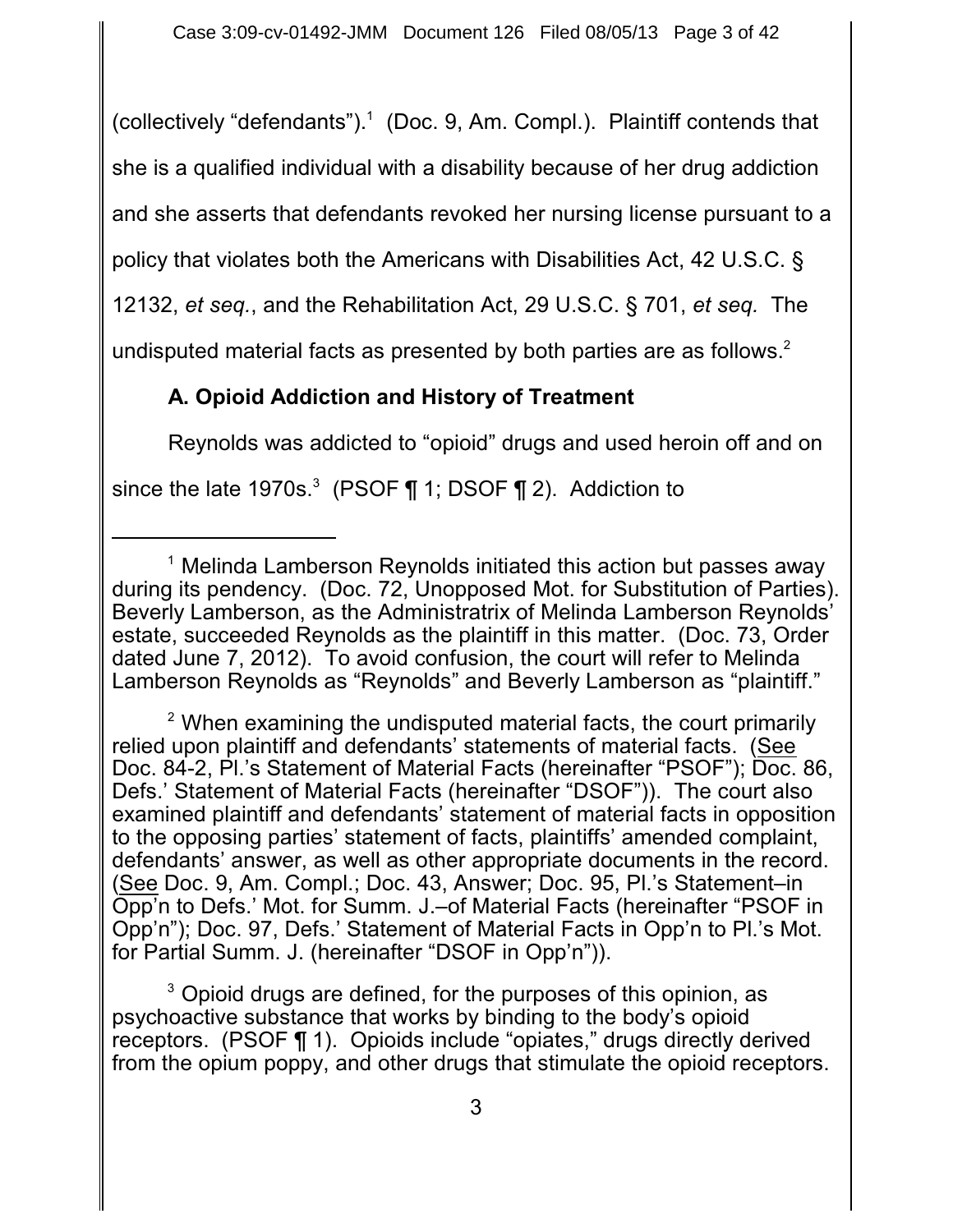(collectively "defendants").[1] (Doc. 9, Am. Compl.). Plaintiff contends that she is a qualified individual with a disability because of her drug addiction and she asserts that defendants revoked her nursing license pursuant to a policy that violates both the Americans with Disabilities Act, 42 U.S.C. § 12132, *et seq.*, and the Rehabilitation Act, 29 U.S.C. § 701, *et seq.* The undisputed material facts as presented by both parties are as follows.[2]

**A. Opioid Addiction and History of Treatment**

Reynolds was addicted to "opioid" drugs and used heroin off and on since the late 1970s.[3] (PSOF ¶ 1; DSOF ¶ 2). Addiction to

---

[1] Melinda Lamberson Reynolds initiated this action but passes away during its pendency. (Doc. 72, Unopposed Mot. for Substitution of Parties). Beverly Lamberson, as the Administratrix of Melinda Lamberson Reynolds' estate, succeeded Reynolds as the plaintiff in this matter. (Doc. 73, Order dated June 7, 2012). To avoid confusion, the court will refer to Melinda Lamberson Reynolds as "Reynolds" and Beverly Lamberson as "plaintiff."

[2] When examining the undisputed material facts, the court primarily relied upon plaintiff and defendants' statements of material facts. (See Doc. 84-2, Pl.'s Statement of Material Facts (hereinafter "PSOF"); Doc. 86, Defs.' Statement of Material Facts (hereinafter "DSOF")). The court also examined plaintiff and defendants' statement of material facts in opposition to the opposing parties' statement of facts, plaintiffs' amended complaint, defendants' answer, as well as other appropriate documents in the record. (See Doc. 9, Am. Compl.; Doc. 43, Answer; Doc. 95, Pl.'s Statement–in Opp'n to Defs.' Mot. for Summ. J.–of Material Facts (hereinafter "PSOF in Opp'n"); Doc. 97, Defs.' Statement of Material Facts in Opp'n to Pl.'s Mot. for Partial Summ. J. (hereinafter "DSOF in Opp'n")).

[3] Opioid drugs are defined, for the purposes of this opinion, as psychoactive substance that works by binding to the body's opioid receptors. (PSOF ¶ 1). Opioids include "opiates," drugs directly derived from the opium poppy, and other drugs that stimulate the opioid receptors.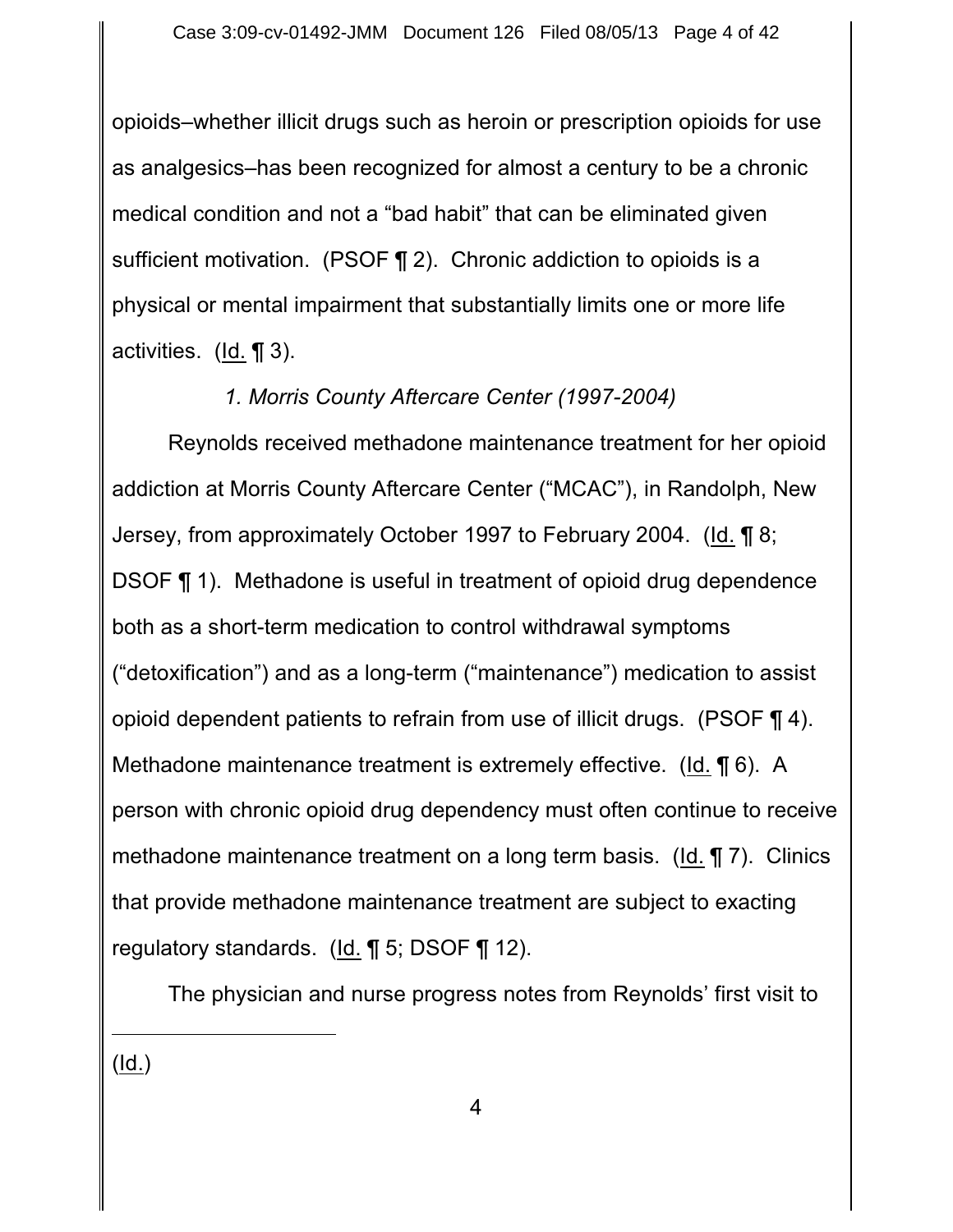opioids–whether illicit drugs such as heroin or prescription opioids for use as analgesics–has been recognized for almost a century to be a chronic medical condition and not a "bad habit" that can be eliminated given sufficient motivation. (PSOF ¶ 2). Chronic addiction to opioids is a physical or mental impairment that substantially limits one or more life activities. (Id. ¶ 3).

*1. Morris County Aftercare Center (1997-2004)*

Reynolds received methadone maintenance treatment for her opioid addiction at Morris County Aftercare Center ("MCAC"), in Randolph, New Jersey, from approximately October 1997 to February 2004. (Id. ¶ 8; DSOF ¶ 1). Methadone is useful in treatment of opioid drug dependence both as a short-term medication to control withdrawal symptoms ("detoxification") and as a long-term ("maintenance") medication to assist opioid dependent patients to refrain from use of illicit drugs. (PSOF ¶ 4). Methadone maintenance treatment is extremely effective. (Id. ¶ 6). A person with chronic opioid drug dependency must often continue to receive methadone maintenance treatment on a long term basis. (Id. ¶ 7). Clinics that provide methadone maintenance treatment are subject to exacting regulatory standards. (Id. ¶ 5; DSOF ¶ 12).

The physician and nurse progress notes from Reynolds' first visit to

---

(Id.)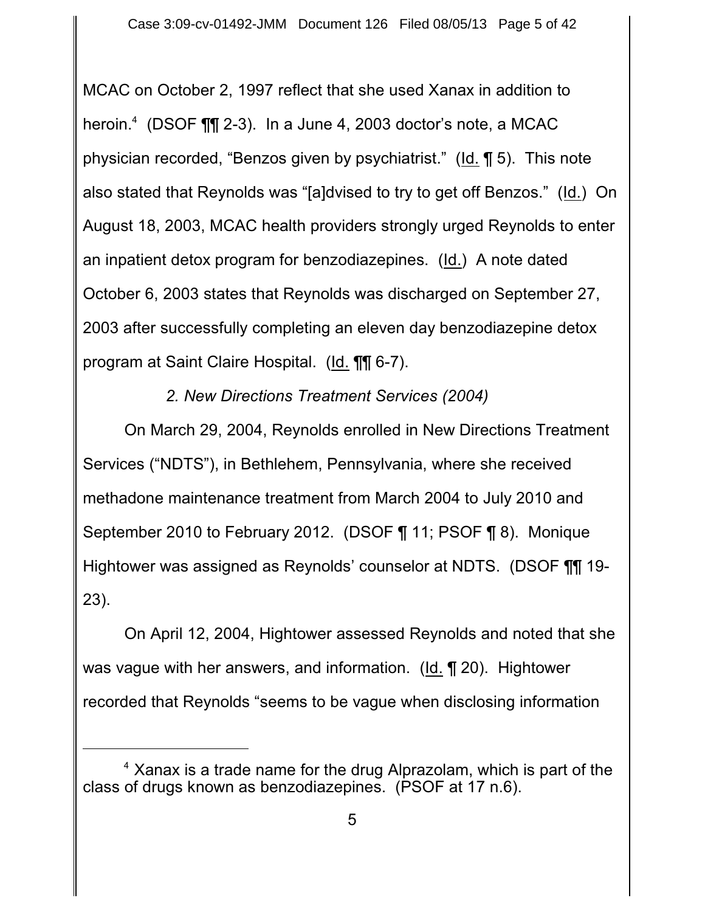MCAC on October 2, 1997 reflect that she used Xanax in addition to heroin.[4] (DSOF ¶¶ 2-3). In a June 4, 2003 doctor's note, a MCAC physician recorded, "Benzos given by psychiatrist." (Id. ¶ 5). This note also stated that Reynolds was "[a]dvised to try to get off Benzos." (Id.) On August 18, 2003, MCAC health providers strongly urged Reynolds to enter an inpatient detox program for benzodiazepines. (Id.) A note dated October 6, 2003 states that Reynolds was discharged on September 27, 2003 after successfully completing an eleven day benzodiazepine detox program at Saint Claire Hospital. (Id. ¶¶ 6-7).

*2. New Directions Treatment Services (2004)*

On March 29, 2004, Reynolds enrolled in New Directions Treatment Services ("NDTS"), in Bethlehem, Pennsylvania, where she received methadone maintenance treatment from March 2004 to July 2010 and September 2010 to February 2012. (DSOF ¶ 11; PSOF ¶ 8). Monique Hightower was assigned as Reynolds' counselor at NDTS. (DSOF ¶¶ 19-23).

On April 12, 2004, Hightower assessed Reynolds and noted that she was vague with her answers, and information. (Id. ¶ 20). Hightower recorded that Reynolds "seems to be vague when disclosing information

---

[4] Xanax is a trade name for the drug Alprazolam, which is part of the class of drugs known as benzodiazepines. (PSOF at 17 n.6).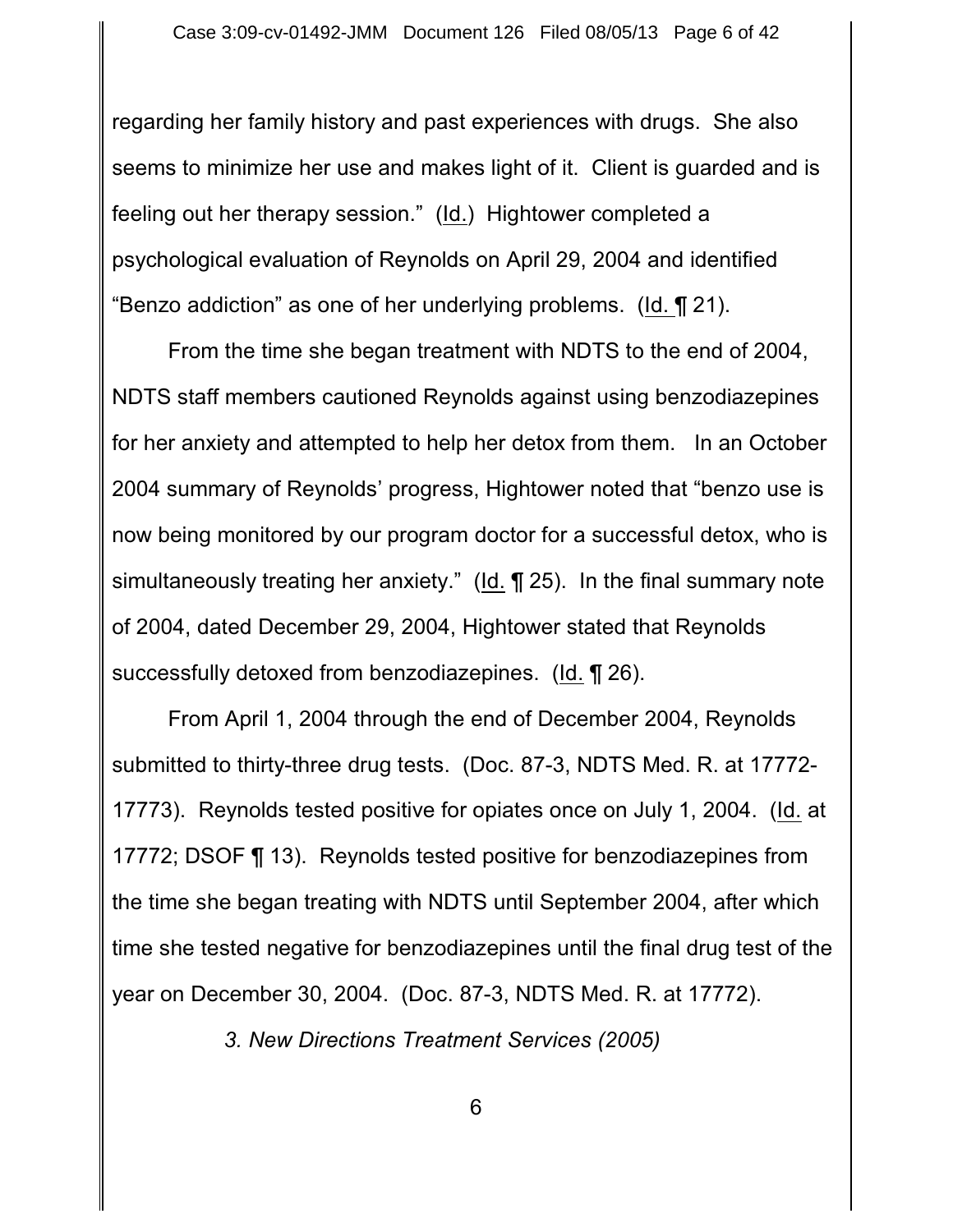regarding her family history and past experiences with drugs. She also seems to minimize her use and makes light of it. Client is guarded and is feeling out her therapy session." (Id.) Hightower completed a psychological evaluation of Reynolds on April 29, 2004 and identified "Benzo addiction" as one of her underlying problems. (Id. ¶ 21).

From the time she began treatment with NDTS to the end of 2004, NDTS staff members cautioned Reynolds against using benzodiazepines for her anxiety and attempted to help her detox from them. In an October 2004 summary of Reynolds' progress, Hightower noted that "benzo use is now being monitored by our program doctor for a successful detox, who is simultaneously treating her anxiety." (Id. ¶ 25). In the final summary note of 2004, dated December 29, 2004, Hightower stated that Reynolds successfully detoxed from benzodiazepines. (Id. ¶ 26).

From April 1, 2004 through the end of December 2004, Reynolds submitted to thirty-three drug tests. (Doc. 87-3, NDTS Med. R. at 17772-17773). Reynolds tested positive for opiates once on July 1, 2004. (Id. at 17772; DSOF ¶ 13). Reynolds tested positive for benzodiazepines from the time she began treating with NDTS until September 2004, after which time she tested negative for benzodiazepines until the final drug test of the year on December 30, 2004. (Doc. 87-3, NDTS Med. R. at 17772).

*3. New Directions Treatment Services (2005)*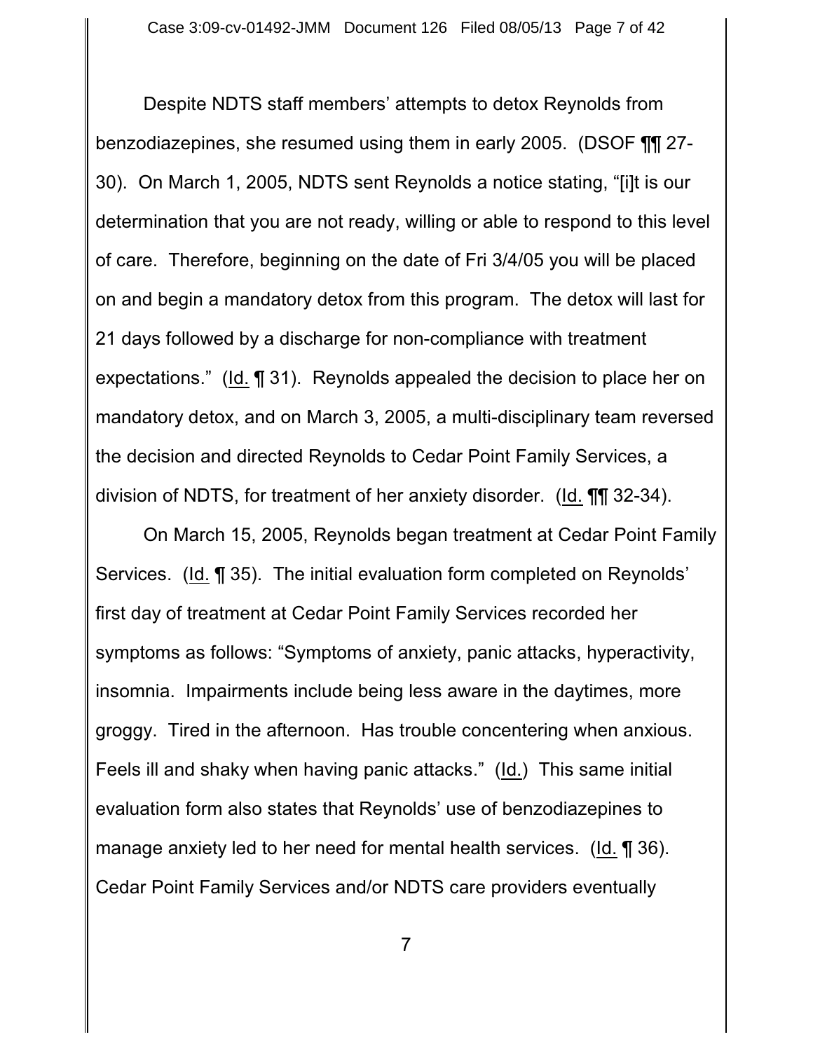Despite NDTS staff members' attempts to detox Reynolds from benzodiazepines, she resumed using them in early 2005. (DSOF ¶¶ 27-30). On March 1, 2005, NDTS sent Reynolds a notice stating, "[i]t is our determination that you are not ready, willing or able to respond to this level of care. Therefore, beginning on the date of Fri 3/4/05 you will be placed on and begin a mandatory detox from this program. The detox will last for 21 days followed by a discharge for non-compliance with treatment expectations." (Id. ¶ 31). Reynolds appealed the decision to place her on mandatory detox, and on March 3, 2005, a multi-disciplinary team reversed the decision and directed Reynolds to Cedar Point Family Services, a division of NDTS, for treatment of her anxiety disorder. (Id. ¶¶ 32-34).

On March 15, 2005, Reynolds began treatment at Cedar Point Family Services. (Id. ¶ 35). The initial evaluation form completed on Reynolds' first day of treatment at Cedar Point Family Services recorded her symptoms as follows: "Symptoms of anxiety, panic attacks, hyperactivity, insomnia. Impairments include being less aware in the daytimes, more groggy. Tired in the afternoon. Has trouble concentering when anxious. Feels ill and shaky when having panic attacks." (Id.) This same initial evaluation form also states that Reynolds' use of benzodiazepines to manage anxiety led to her need for mental health services. (Id. ¶ 36). Cedar Point Family Services and/or NDTS care providers eventually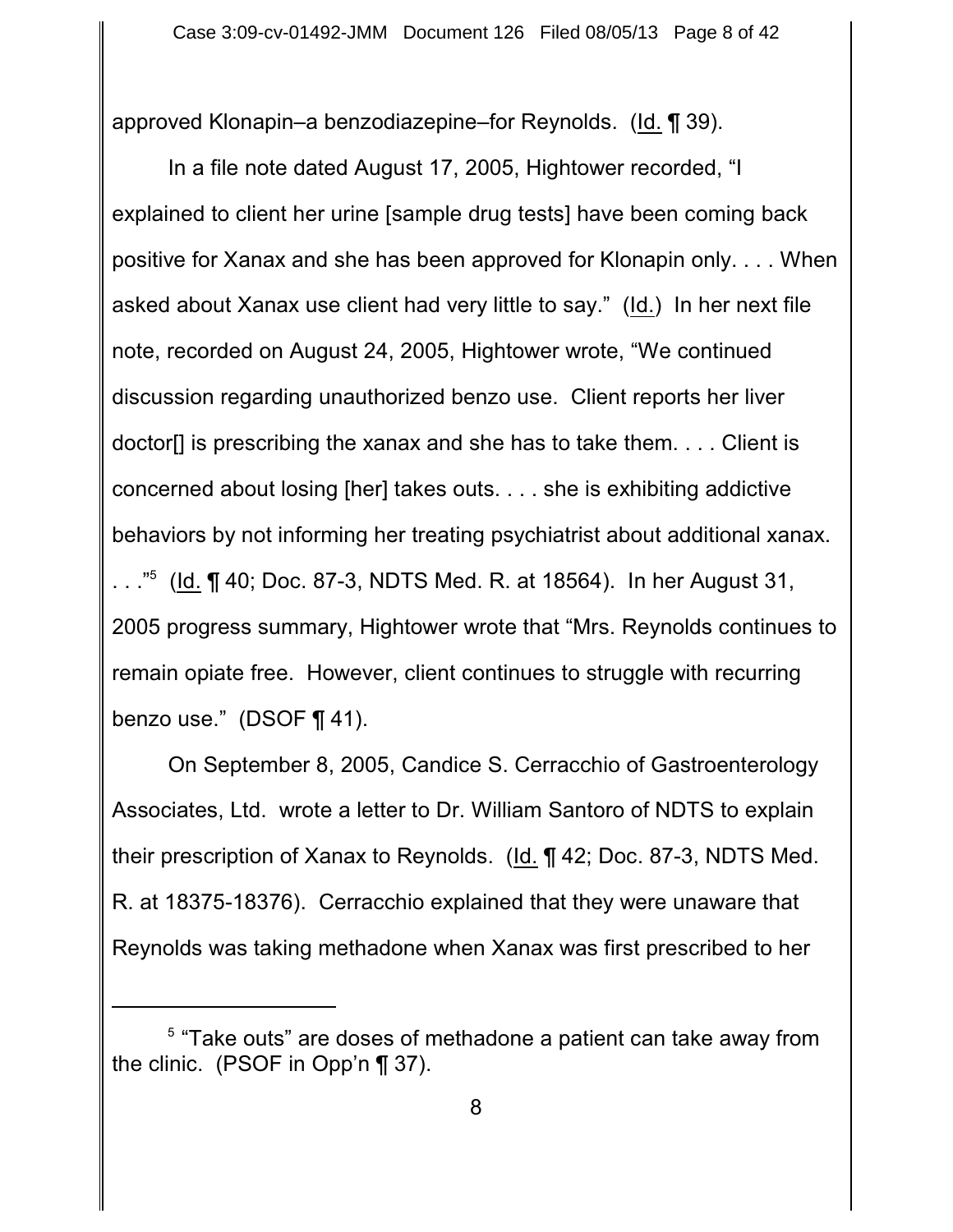approved Klonapin–a benzodiazepine–for Reynolds. (Id. ¶ 39).

In a file note dated August 17, 2005, Hightower recorded, "I explained to client her urine [sample drug tests] have been coming back positive for Xanax and she has been approved for Klonapin only. . . . When asked about Xanax use client had very little to say." (Id.) In her next file note, recorded on August 24, 2005, Hightower wrote, "We continued discussion regarding unauthorized benzo use. Client reports her liver doctor[] is prescribing the xanax and she has to take them. . . . Client is concerned about losing [her] takes outs. . . . she is exhibiting addictive behaviors by not informing her treating psychiatrist about additional xanax. . . ."[5] (Id. ¶ 40; Doc. 87-3, NDTS Med. R. at 18564). In her August 31, 2005 progress summary, Hightower wrote that "Mrs. Reynolds continues to remain opiate free. However, client continues to struggle with recurring benzo use." (DSOF ¶ 41).

On September 8, 2005, Candice S. Cerracchio of Gastroenterology Associates, Ltd. wrote a letter to Dr. William Santoro of NDTS to explain their prescription of Xanax to Reynolds. (Id. ¶ 42; Doc. 87-3, NDTS Med. R. at 18375-18376). Cerracchio explained that they were unaware that Reynolds was taking methadone when Xanax was first prescribed to her

[5] "Take outs" are doses of methadone a patient can take away from the clinic. (PSOF in Opp'n ¶ 37).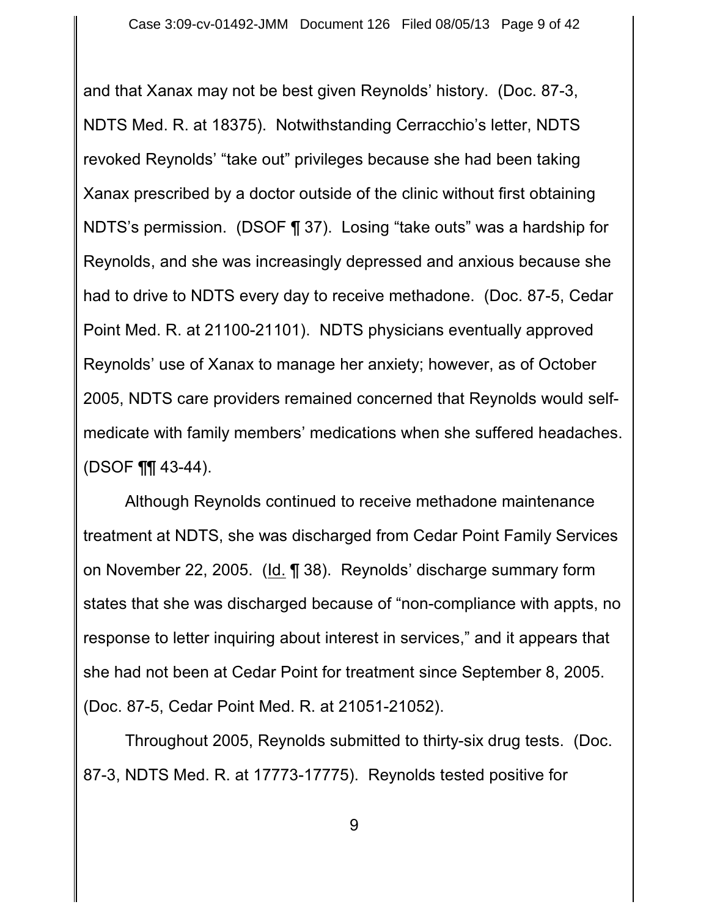and that Xanax may not be best given Reynolds' history. (Doc. 87-3, NDTS Med. R. at 18375). Notwithstanding Cerracchio's letter, NDTS revoked Reynolds' "take out" privileges because she had been taking Xanax prescribed by a doctor outside of the clinic without first obtaining NDTS's permission. (DSOF ¶ 37). Losing "take outs" was a hardship for Reynolds, and she was increasingly depressed and anxious because she had to drive to NDTS every day to receive methadone. (Doc. 87-5, Cedar Point Med. R. at 21100-21101). NDTS physicians eventually approved Reynolds' use of Xanax to manage her anxiety; however, as of October 2005, NDTS care providers remained concerned that Reynolds would self-medicate with family members' medications when she suffered headaches. (DSOF ¶¶ 43-44).

Although Reynolds continued to receive methadone maintenance treatment at NDTS, she was discharged from Cedar Point Family Services on November 22, 2005. (Id. ¶ 38). Reynolds' discharge summary form states that she was discharged because of "non-compliance with appts, no response to letter inquiring about interest in services," and it appears that she had not been at Cedar Point for treatment since September 8, 2005. (Doc. 87-5, Cedar Point Med. R. at 21051-21052).

Throughout 2005, Reynolds submitted to thirty-six drug tests. (Doc. 87-3, NDTS Med. R. at 17773-17775). Reynolds tested positive for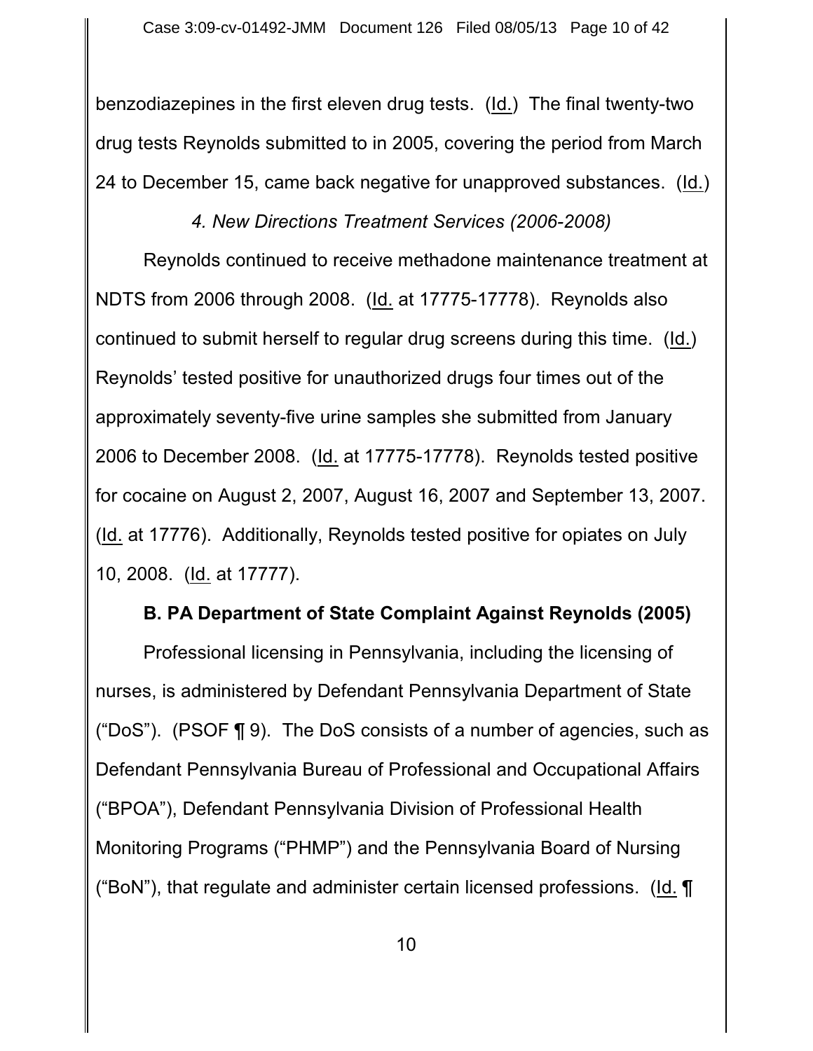benzodiazepines in the first eleven drug tests. (Id.) The final twenty-two drug tests Reynolds submitted to in 2005, covering the period from March 24 to December 15, came back negative for unapproved substances. (Id.)

*4. New Directions Treatment Services (2006-2008)*

Reynolds continued to receive methadone maintenance treatment at NDTS from 2006 through 2008. (Id. at 17775-17778). Reynolds also continued to submit herself to regular drug screens during this time. (Id.) Reynolds' tested positive for unauthorized drugs four times out of the approximately seventy-five urine samples she submitted from January 2006 to December 2008. (Id. at 17775-17778). Reynolds tested positive for cocaine on August 2, 2007, August 16, 2007 and September 13, 2007. (Id. at 17776). Additionally, Reynolds tested positive for opiates on July 10, 2008. (Id. at 17777).

**B. PA Department of State Complaint Against Reynolds (2005)**

Professional licensing in Pennsylvania, including the licensing of nurses, is administered by Defendant Pennsylvania Department of State ("DoS"). (PSOF ¶ 9). The DoS consists of a number of agencies, such as Defendant Pennsylvania Bureau of Professional and Occupational Affairs ("BPOA"), Defendant Pennsylvania Division of Professional Health Monitoring Programs ("PHMP") and the Pennsylvania Board of Nursing ("BoN"), that regulate and administer certain licensed professions. (Id. ¶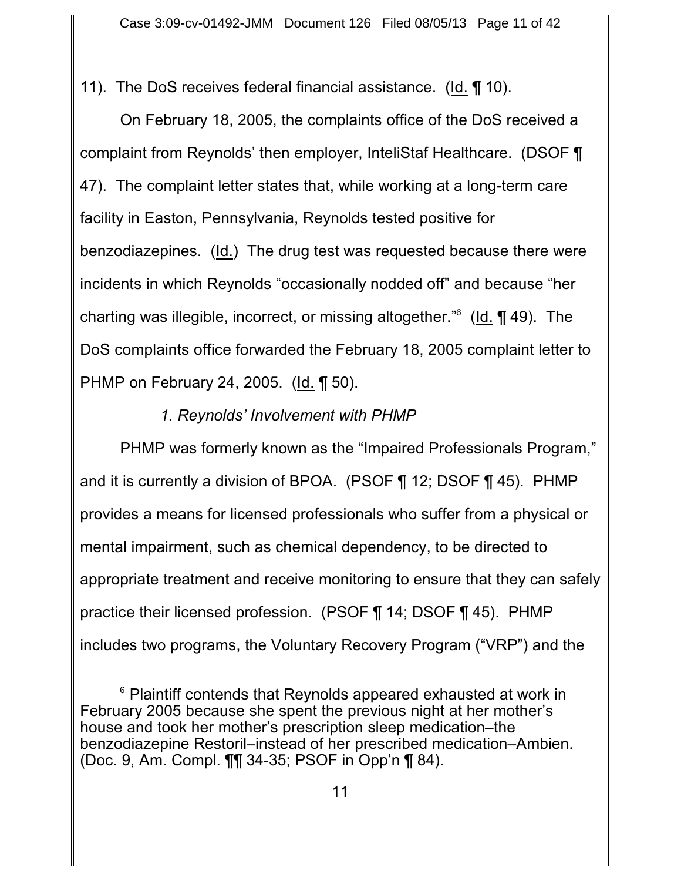11). The DoS receives federal financial assistance. (Id. ¶ 10).

On February 18, 2005, the complaints office of the DoS received a complaint from Reynolds' then employer, InteliStaf Healthcare. (DSOF ¶ 47). The complaint letter states that, while working at a long-term care facility in Easton, Pennsylvania, Reynolds tested positive for benzodiazepines. (Id.) The drug test was requested because there were incidents in which Reynolds "occasionally nodded off" and because "her charting was illegible, incorrect, or missing altogether."[6] (Id. ¶ 49). The DoS complaints office forwarded the February 18, 2005 complaint letter to PHMP on February 24, 2005. (Id. ¶ 50).

*1. Reynolds' Involvement with PHMP*

PHMP was formerly known as the "Impaired Professionals Program," and it is currently a division of BPOA. (PSOF ¶ 12; DSOF ¶ 45). PHMP provides a means for licensed professionals who suffer from a physical or mental impairment, such as chemical dependency, to be directed to appropriate treatment and receive monitoring to ensure that they can safely practice their licensed profession. (PSOF ¶ 14; DSOF ¶ 45). PHMP includes two programs, the Voluntary Recovery Program ("VRP") and the

---

[6] Plaintiff contends that Reynolds appeared exhausted at work in February 2005 because she spent the previous night at her mother's house and took her mother's prescription sleep medication–the benzodiazepine Restoril–instead of her prescribed medication–Ambien. (Doc. 9, Am. Compl. ¶¶ 34-35; PSOF in Opp'n ¶ 84).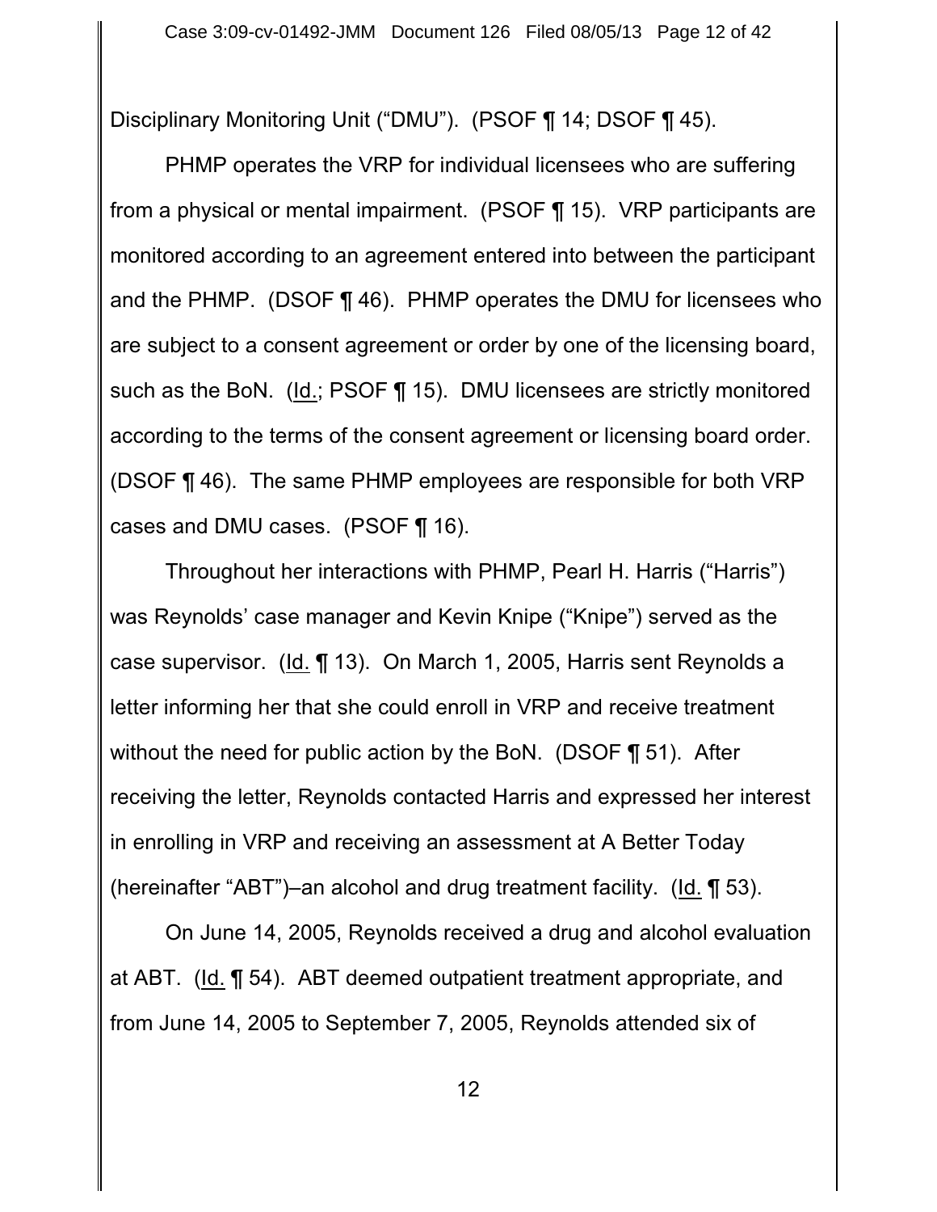Disciplinary Monitoring Unit ("DMU"). (PSOF ¶ 14; DSOF ¶ 45).

PHMP operates the VRP for individual licensees who are suffering from a physical or mental impairment. (PSOF ¶ 15). VRP participants are monitored according to an agreement entered into between the participant and the PHMP. (DSOF ¶ 46). PHMP operates the DMU for licensees who are subject to a consent agreement or order by one of the licensing board, such as the BoN. (Id.; PSOF ¶ 15). DMU licensees are strictly monitored according to the terms of the consent agreement or licensing board order. (DSOF ¶ 46). The same PHMP employees are responsible for both VRP cases and DMU cases. (PSOF ¶ 16).

Throughout her interactions with PHMP, Pearl H. Harris ("Harris") was Reynolds' case manager and Kevin Knipe ("Knipe") served as the case supervisor. (Id. ¶ 13). On March 1, 2005, Harris sent Reynolds a letter informing her that she could enroll in VRP and receive treatment without the need for public action by the BoN. (DSOF ¶ 51). After receiving the letter, Reynolds contacted Harris and expressed her interest in enrolling in VRP and receiving an assessment at A Better Today (hereinafter "ABT")–an alcohol and drug treatment facility. (Id. ¶ 53).

On June 14, 2005, Reynolds received a drug and alcohol evaluation at ABT. (Id. ¶ 54). ABT deemed outpatient treatment appropriate, and from June 14, 2005 to September 7, 2005, Reynolds attended six of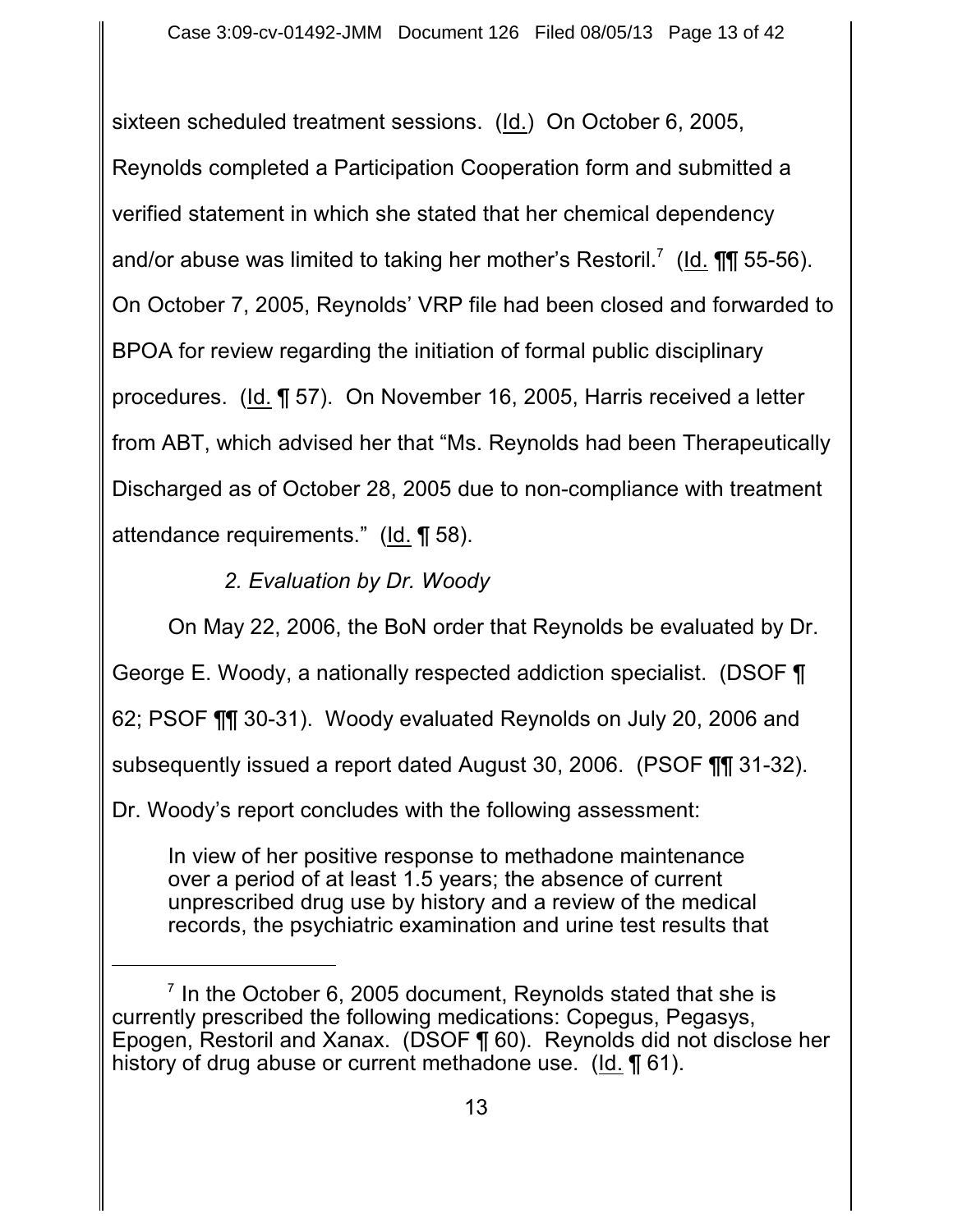sixteen scheduled treatment sessions. (Id.) On October 6, 2005, Reynolds completed a Participation Cooperation form and submitted a verified statement in which she stated that her chemical dependency and/or abuse was limited to taking her mother's Restoril.[7] (Id. ¶¶ 55-56). On October 7, 2005, Reynolds' VRP file had been closed and forwarded to BPOA for review regarding the initiation of formal public disciplinary procedures. (Id. ¶ 57). On November 16, 2005, Harris received a letter from ABT, which advised her that "Ms. Reynolds had been Therapeutically Discharged as of October 28, 2005 due to non-compliance with treatment attendance requirements." (Id. ¶ 58).

*2. Evaluation by Dr. Woody*

On May 22, 2006, the BoN order that Reynolds be evaluated by Dr. George E. Woody, a nationally respected addiction specialist. (DSOF ¶ 62; PSOF ¶¶ 30-31). Woody evaluated Reynolds on July 20, 2006 and subsequently issued a report dated August 30, 2006. (PSOF ¶¶ 31-32). Dr. Woody's report concludes with the following assessment:

> In view of her positive response to methadone maintenance over a period of at least 1.5 years; the absence of current unprescribed drug use by history and a review of the medical records, the psychiatric examination and urine test results that

[7] In the October 6, 2005 document, Reynolds stated that she is currently prescribed the following medications: Copegus, Pegasys, Epogen, Restoril and Xanax. (DSOF ¶ 60). Reynolds did not disclose her history of drug abuse or current methadone use. (Id. ¶ 61).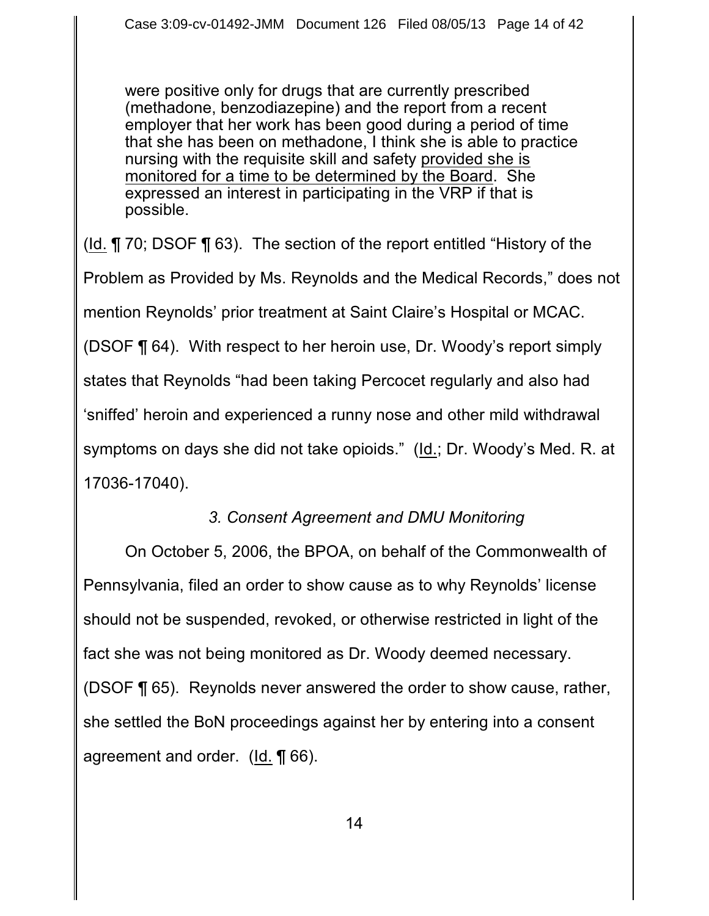> were positive only for drugs that are currently prescribed (methadone, benzodiazepine) and the report from a recent employer that her work has been good during a period of time that she has been on methadone, I think she is able to practice nursing with the requisite skill and safety <u>provided she is monitored for a time to be determined by the Board</u>. She expressed an interest in participating in the VRP if that is possible.

(<u>Id.</u> ¶ 70; DSOF ¶ 63). The section of the report entitled "History of the Problem as Provided by Ms. Reynolds and the Medical Records," does not mention Reynolds' prior treatment at Saint Claire's Hospital or MCAC. (DSOF ¶ 64). With respect to her heroin use, Dr. Woody's report simply states that Reynolds "had been taking Percocet regularly and also had 'sniffed' heroin and experienced a runny nose and other mild withdrawal symptoms on days she did not take opioids." (<u>Id.</u>; Dr. Woody's Med. R. at 17036-17040).

*3. Consent Agreement and DMU Monitoring*

On October 5, 2006, the BPOA, on behalf of the Commonwealth of Pennsylvania, filed an order to show cause as to why Reynolds' license should not be suspended, revoked, or otherwise restricted in light of the fact she was not being monitored as Dr. Woody deemed necessary. (DSOF ¶ 65). Reynolds never answered the order to show cause, rather, she settled the BoN proceedings against her by entering into a consent agreement and order. (<u>Id.</u> ¶ 66).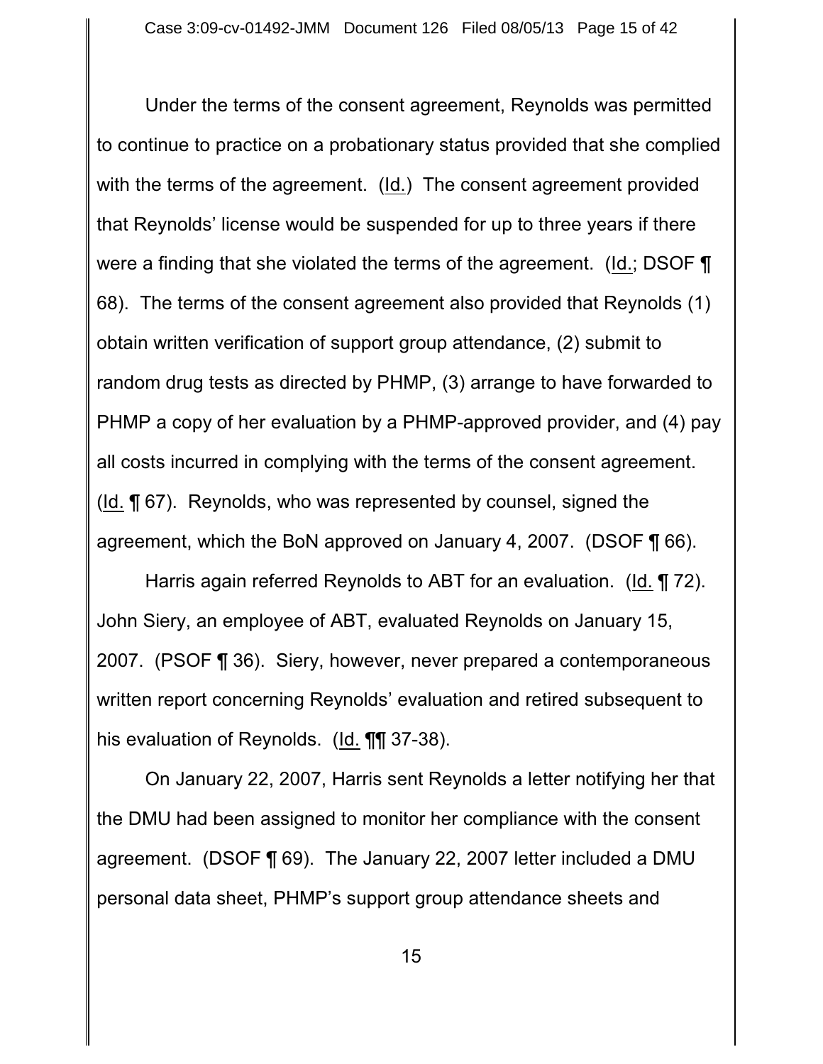Under the terms of the consent agreement, Reynolds was permitted to continue to practice on a probationary status provided that she complied with the terms of the agreement. (Id.) The consent agreement provided that Reynolds' license would be suspended for up to three years if there were a finding that she violated the terms of the agreement. (Id.; DSOF ¶ 68). The terms of the consent agreement also provided that Reynolds (1) obtain written verification of support group attendance, (2) submit to random drug tests as directed by PHMP, (3) arrange to have forwarded to PHMP a copy of her evaluation by a PHMP-approved provider, and (4) pay all costs incurred in complying with the terms of the consent agreement. (Id. ¶ 67). Reynolds, who was represented by counsel, signed the agreement, which the BoN approved on January 4, 2007. (DSOF ¶ 66).

Harris again referred Reynolds to ABT for an evaluation. (Id. ¶ 72). John Siery, an employee of ABT, evaluated Reynolds on January 15, 2007. (PSOF ¶ 36). Siery, however, never prepared a contemporaneous written report concerning Reynolds' evaluation and retired subsequent to his evaluation of Reynolds. (Id. ¶¶ 37-38).

On January 22, 2007, Harris sent Reynolds a letter notifying her that the DMU had been assigned to monitor her compliance with the consent agreement. (DSOF ¶ 69). The January 22, 2007 letter included a DMU personal data sheet, PHMP's support group attendance sheets and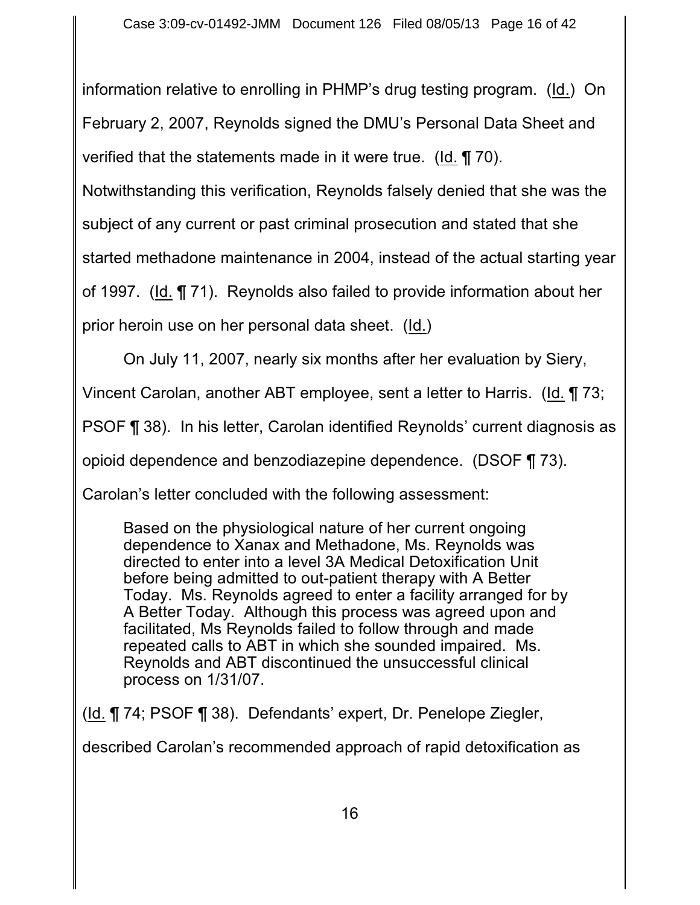information relative to enrolling in PHMP's drug testing program. (Id.) On February 2, 2007, Reynolds signed the DMU's Personal Data Sheet and verified that the statements made in it were true. (Id. ¶ 70). Notwithstanding this verification, Reynolds falsely denied that she was the subject of any current or past criminal prosecution and stated that she started methadone maintenance in 2004, instead of the actual starting year of 1997. (Id. ¶ 71). Reynolds also failed to provide information about her prior heroin use on her personal data sheet. (Id.)

On July 11, 2007, nearly six months after her evaluation by Siery, Vincent Carolan, another ABT employee, sent a letter to Harris. (Id. ¶ 73; PSOF ¶ 38). In his letter, Carolan identified Reynolds' current diagnosis as opioid dependence and benzodiazepine dependence. (DSOF ¶ 73). Carolan's letter concluded with the following assessment:

> Based on the physiological nature of her current ongoing dependence to Xanax and Methadone, Ms. Reynolds was directed to enter into a level 3A Medical Detoxification Unit before being admitted to out-patient therapy with A Better Today. Ms. Reynolds agreed to enter a facility arranged for by A Better Today. Although this process was agreed upon and facilitated, Ms Reynolds failed to follow through and made repeated calls to ABT in which she sounded impaired. Ms. Reynolds and ABT discontinued the unsuccessful clinical process on 1/31/07.

(Id. ¶ 74; PSOF ¶ 38). Defendants' expert, Dr. Penelope Ziegler, described Carolan's recommended approach of rapid detoxification as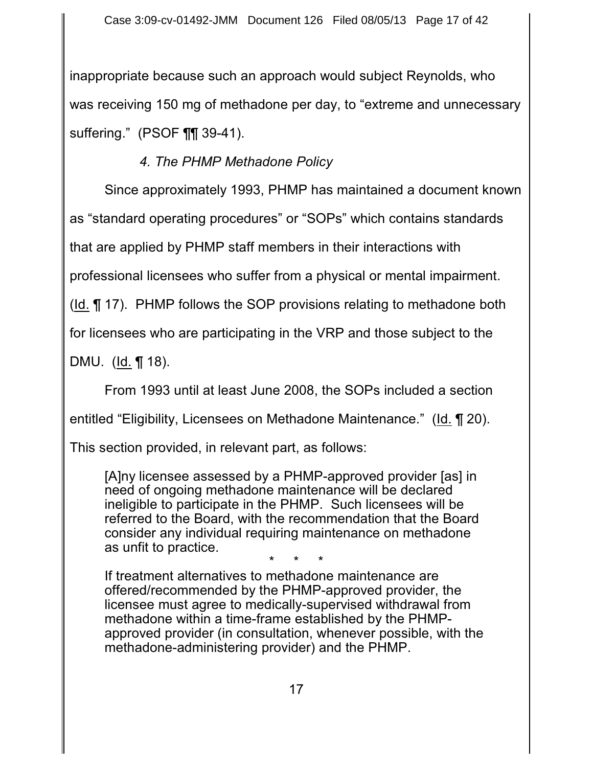inappropriate because such an approach would subject Reynolds, who was receiving 150 mg of methadone per day, to "extreme and unnecessary suffering." (PSOF ¶¶ 39-41).

*4. The PHMP Methadone Policy*

Since approximately 1993, PHMP has maintained a document known as "standard operating procedures" or "SOPs" which contains standards that are applied by PHMP staff members in their interactions with professional licensees who suffer from a physical or mental impairment. (Id. ¶ 17). PHMP follows the SOP provisions relating to methadone both for licensees who are participating in the VRP and those subject to the DMU. (Id. ¶ 18).

From 1993 until at least June 2008, the SOPs included a section entitled "Eligibility, Licensees on Methadone Maintenance." (Id. ¶ 20). This section provided, in relevant part, as follows:

> [A]ny licensee assessed by a PHMP-approved provider [as] in need of ongoing methadone maintenance will be declared ineligible to participate in the PHMP. Such licensees will be referred to the Board, with the recommendation that the Board consider any individual requiring maintenance on methadone as unfit to practice.
>
> \* \* \*
>
> If treatment alternatives to methadone maintenance are offered/recommended by the PHMP-approved provider, the licensee must agree to medically-supervised withdrawal from methadone within a time-frame established by the PHMP-approved provider (in consultation, whenever possible, with the methadone-administering provider) and the PHMP.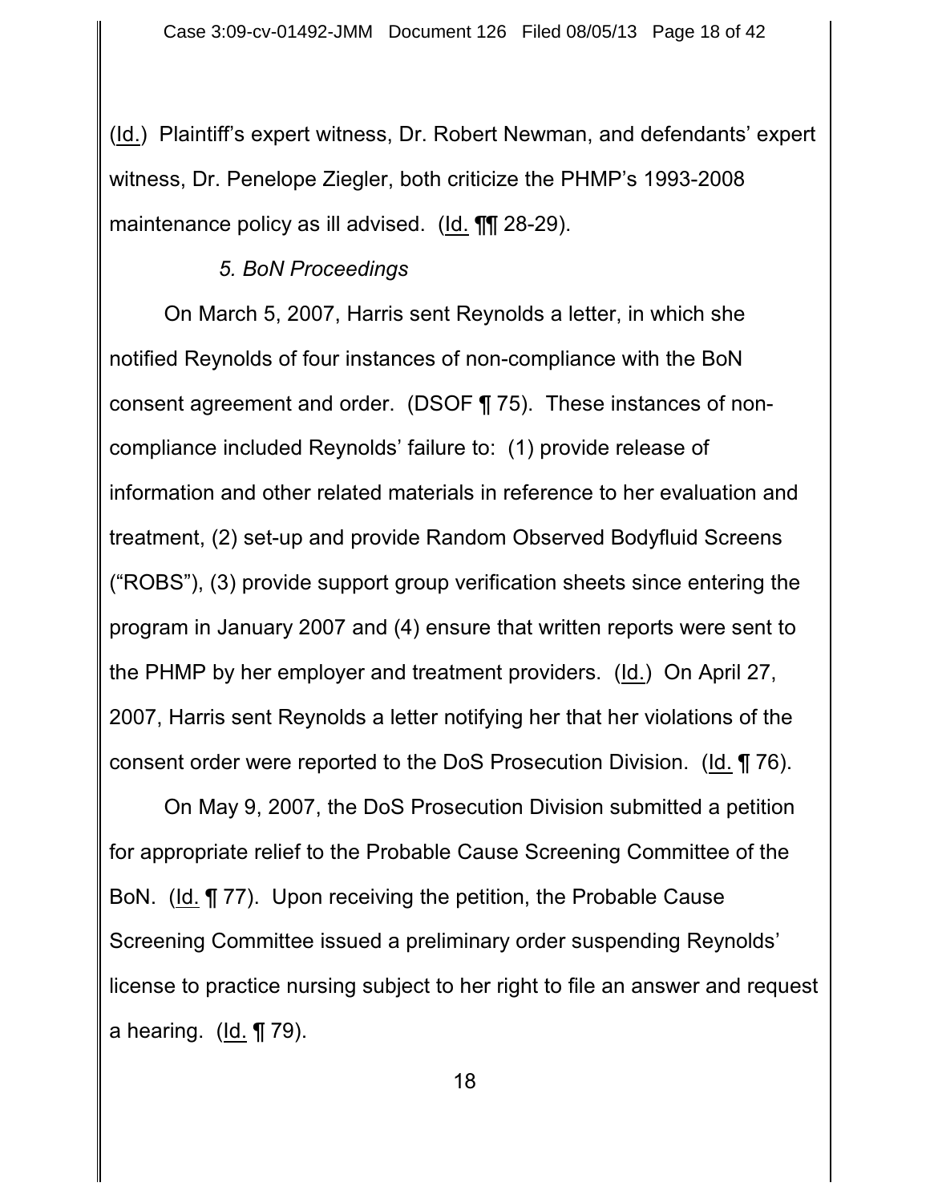(Id.) Plaintiff's expert witness, Dr. Robert Newman, and defendants' expert witness, Dr. Penelope Ziegler, both criticize the PHMP's 1993-2008 maintenance policy as ill advised. (Id. ¶¶ 28-29).

*5. BoN Proceedings*

On March 5, 2007, Harris sent Reynolds a letter, in which she notified Reynolds of four instances of non-compliance with the BoN consent agreement and order. (DSOF ¶ 75). These instances of non-compliance included Reynolds' failure to: (1) provide release of information and other related materials in reference to her evaluation and treatment, (2) set-up and provide Random Observed Bodyfluid Screens ("ROBS"), (3) provide support group verification sheets since entering the program in January 2007 and (4) ensure that written reports were sent to the PHMP by her employer and treatment providers. (Id.) On April 27, 2007, Harris sent Reynolds a letter notifying her that her violations of the consent order were reported to the DoS Prosecution Division. (Id. ¶ 76).

On May 9, 2007, the DoS Prosecution Division submitted a petition for appropriate relief to the Probable Cause Screening Committee of the BoN. (Id. ¶ 77). Upon receiving the petition, the Probable Cause Screening Committee issued a preliminary order suspending Reynolds' license to practice nursing subject to her right to file an answer and request a hearing. (Id. ¶ 79).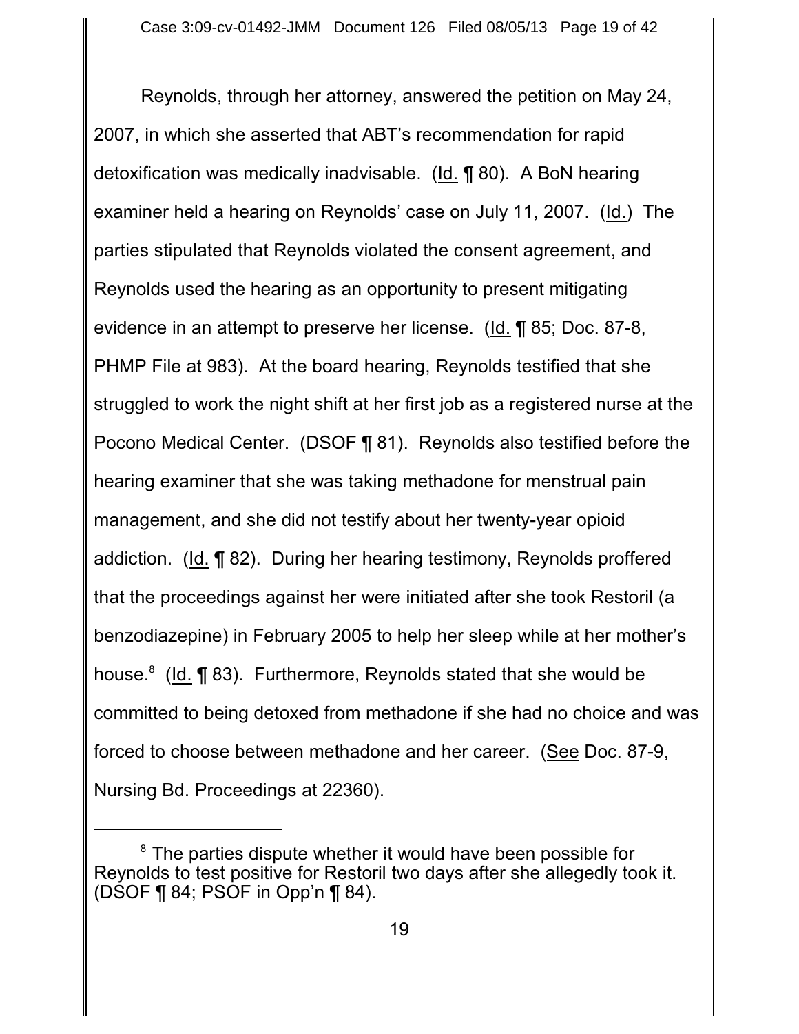Reynolds, through her attorney, answered the petition on May 24, 2007, in which she asserted that ABT's recommendation for rapid detoxification was medically inadvisable. (Id. ¶ 80). A BoN hearing examiner held a hearing on Reynolds' case on July 11, 2007. (Id.) The parties stipulated that Reynolds violated the consent agreement, and Reynolds used the hearing as an opportunity to present mitigating evidence in an attempt to preserve her license. (Id. ¶ 85; Doc. 87-8, PHMP File at 983). At the board hearing, Reynolds testified that she struggled to work the night shift at her first job as a registered nurse at the Pocono Medical Center. (DSOF ¶ 81). Reynolds also testified before the hearing examiner that she was taking methadone for menstrual pain management, and she did not testify about her twenty-year opioid addiction. (Id. ¶ 82). During her hearing testimony, Reynolds proffered that the proceedings against her were initiated after she took Restoril (a benzodiazepine) in February 2005 to help her sleep while at her mother's house.[8] (Id. ¶ 83). Furthermore, Reynolds stated that she would be committed to being detoxed from methadone if she had no choice and was forced to choose between methadone and her career. (See Doc. 87-9, Nursing Bd. Proceedings at 22360).

---

[8] The parties dispute whether it would have been possible for Reynolds to test positive for Restoril two days after she allegedly took it. (DSOF ¶ 84; PSOF in Opp'n ¶ 84).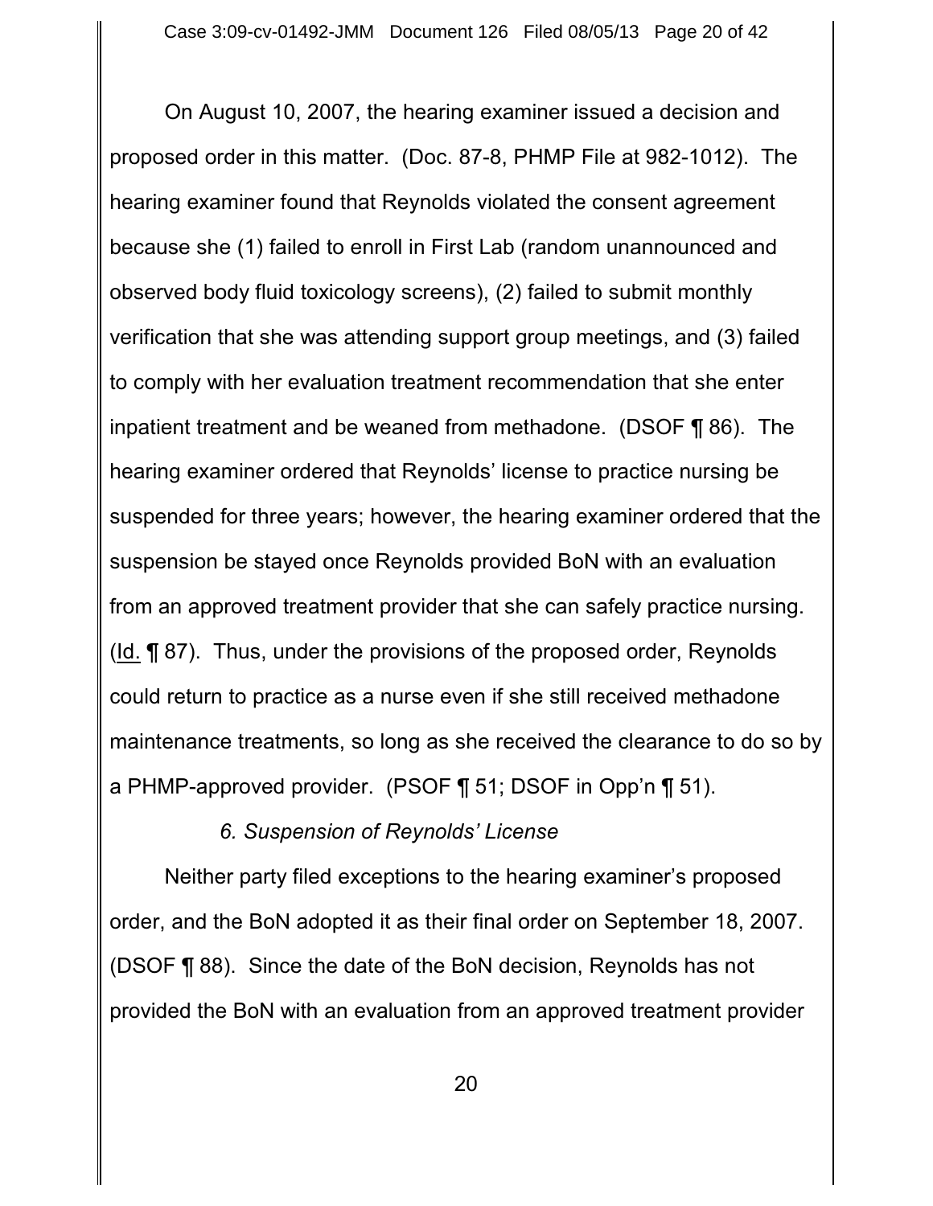On August 10, 2007, the hearing examiner issued a decision and proposed order in this matter. (Doc. 87-8, PHMP File at 982-1012). The hearing examiner found that Reynolds violated the consent agreement because she (1) failed to enroll in First Lab (random unannounced and observed body fluid toxicology screens), (2) failed to submit monthly verification that she was attending support group meetings, and (3) failed to comply with her evaluation treatment recommendation that she enter inpatient treatment and be weaned from methadone. (DSOF ¶ 86). The hearing examiner ordered that Reynolds' license to practice nursing be suspended for three years; however, the hearing examiner ordered that the suspension be stayed once Reynolds provided BoN with an evaluation from an approved treatment provider that she can safely practice nursing. (Id. ¶ 87). Thus, under the provisions of the proposed order, Reynolds could return to practice as a nurse even if she still received methadone maintenance treatments, so long as she received the clearance to do so by a PHMP-approved provider. (PSOF ¶ 51; DSOF in Opp'n ¶ 51).

*6. Suspension of Reynolds' License*

Neither party filed exceptions to the hearing examiner's proposed order, and the BoN adopted it as their final order on September 18, 2007. (DSOF ¶ 88). Since the date of the BoN decision, Reynolds has not provided the BoN with an evaluation from an approved treatment provider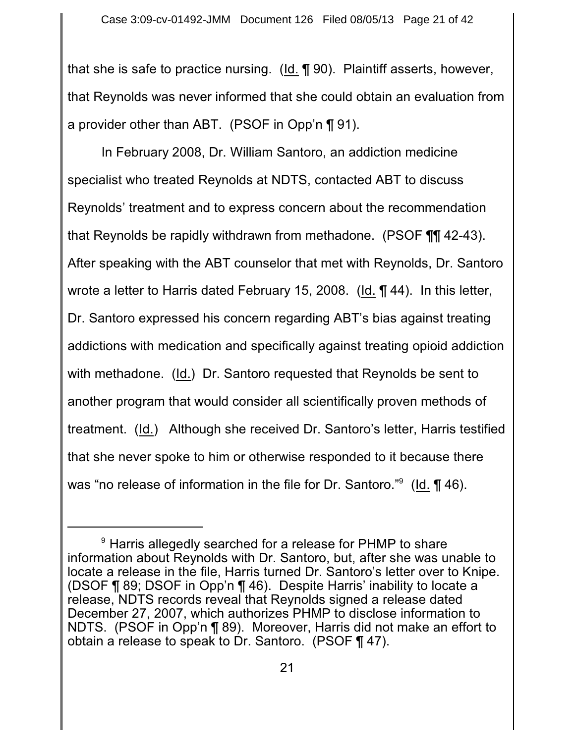that she is safe to practice nursing. (Id. ¶ 90). Plaintiff asserts, however, that Reynolds was never informed that she could obtain an evaluation from a provider other than ABT. (PSOF in Opp'n ¶ 91).

In February 2008, Dr. William Santoro, an addiction medicine specialist who treated Reynolds at NDTS, contacted ABT to discuss Reynolds' treatment and to express concern about the recommendation that Reynolds be rapidly withdrawn from methadone. (PSOF ¶¶ 42-43). After speaking with the ABT counselor that met with Reynolds, Dr. Santoro wrote a letter to Harris dated February 15, 2008. (Id. ¶ 44). In this letter, Dr. Santoro expressed his concern regarding ABT's bias against treating addictions with medication and specifically against treating opioid addiction with methadone. (Id.) Dr. Santoro requested that Reynolds be sent to another program that would consider all scientifically proven methods of treatment. (Id.) Although she received Dr. Santoro's letter, Harris testified that she never spoke to him or otherwise responded to it because there was "no release of information in the file for Dr. Santoro."[9] (Id. ¶ 46).

---

[9] Harris allegedly searched for a release for PHMP to share information about Reynolds with Dr. Santoro, but, after she was unable to locate a release in the file, Harris turned Dr. Santoro's letter over to Knipe. (DSOF ¶ 89; DSOF in Opp'n ¶ 46). Despite Harris' inability to locate a release, NDTS records reveal that Reynolds signed a release dated December 27, 2007, which authorizes PHMP to disclose information to NDTS. (PSOF in Opp'n ¶ 89). Moreover, Harris did not make an effort to obtain a release to speak to Dr. Santoro. (PSOF ¶ 47).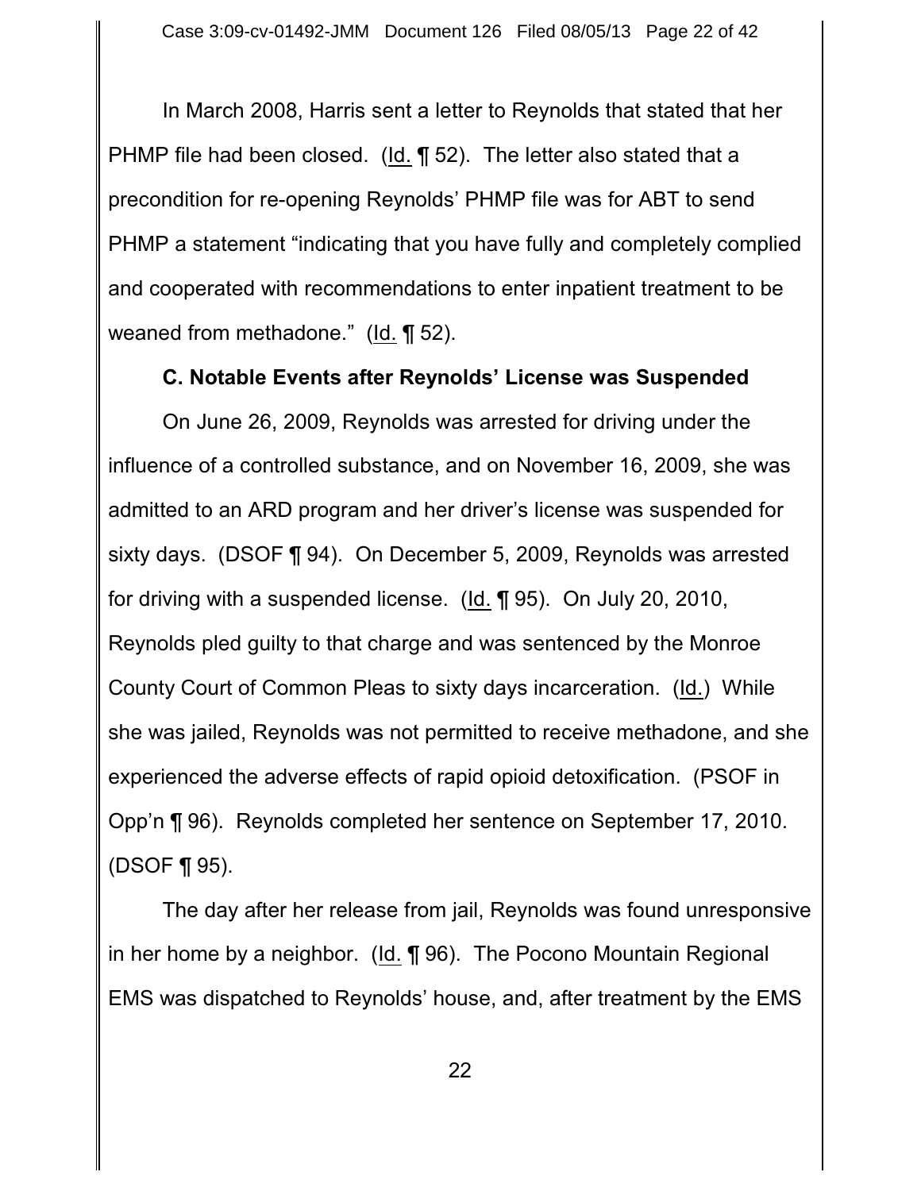In March 2008, Harris sent a letter to Reynolds that stated that her PHMP file had been closed. (Id. ¶ 52). The letter also stated that a precondition for re-opening Reynolds' PHMP file was for ABT to send PHMP a statement "indicating that you have fully and completely complied and cooperated with recommendations to enter inpatient treatment to be weaned from methadone." (Id. ¶ 52).

### C. Notable Events after Reynolds' License was Suspended

On June 26, 2009, Reynolds was arrested for driving under the influence of a controlled substance, and on November 16, 2009, she was admitted to an ARD program and her driver's license was suspended for sixty days. (DSOF ¶ 94). On December 5, 2009, Reynolds was arrested for driving with a suspended license. (Id. ¶ 95). On July 20, 2010, Reynolds pled guilty to that charge and was sentenced by the Monroe County Court of Common Pleas to sixty days incarceration. (Id.) While she was jailed, Reynolds was not permitted to receive methadone, and she experienced the adverse effects of rapid opioid detoxification. (PSOF in Opp'n ¶ 96). Reynolds completed her sentence on September 17, 2010. (DSOF ¶ 95).

The day after her release from jail, Reynolds was found unresponsive in her home by a neighbor. (Id. ¶ 96). The Pocono Mountain Regional EMS was dispatched to Reynolds' house, and, after treatment by the EMS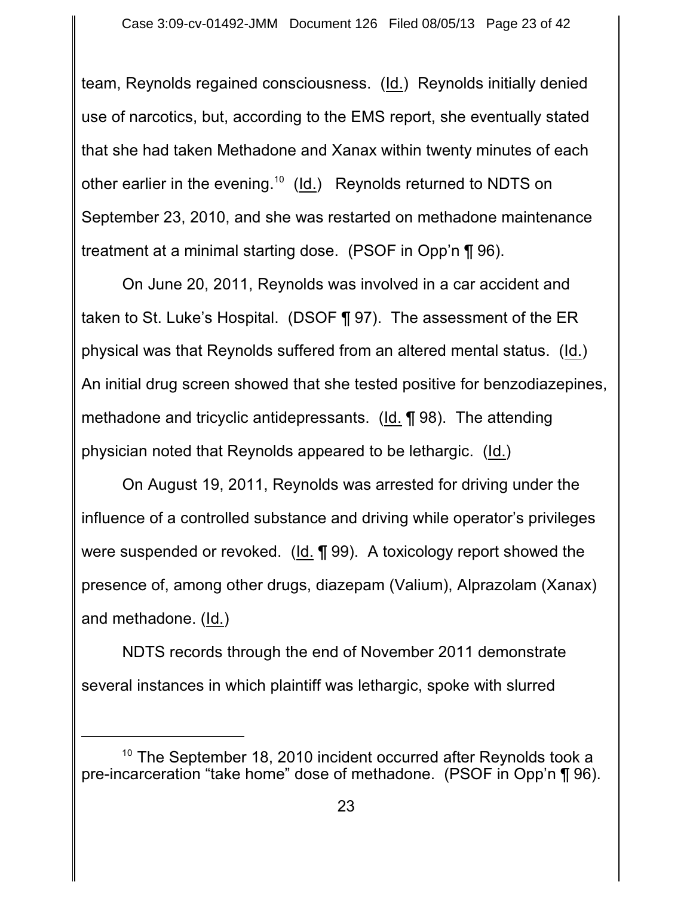team, Reynolds regained consciousness. (Id.) Reynolds initially denied use of narcotics, but, according to the EMS report, she eventually stated that she had taken Methadone and Xanax within twenty minutes of each other earlier in the evening.[10] (Id.) Reynolds returned to NDTS on September 23, 2010, and she was restarted on methadone maintenance treatment at a minimal starting dose. (PSOF in Opp'n ¶ 96).

On June 20, 2011, Reynolds was involved in a car accident and taken to St. Luke's Hospital. (DSOF ¶ 97). The assessment of the ER physical was that Reynolds suffered from an altered mental status. (Id.) An initial drug screen showed that she tested positive for benzodiazepines, methadone and tricyclic antidepressants. (Id. ¶ 98). The attending physician noted that Reynolds appeared to be lethargic. (Id.)

On August 19, 2011, Reynolds was arrested for driving under the influence of a controlled substance and driving while operator's privileges were suspended or revoked. (Id. ¶ 99). A toxicology report showed the presence of, among other drugs, diazepam (Valium), Alprazolam (Xanax) and methadone. (Id.)

NDTS records through the end of November 2011 demonstrate several instances in which plaintiff was lethargic, spoke with slurred

[10] The September 18, 2010 incident occurred after Reynolds took a pre-incarceration "take home" dose of methadone. (PSOF in Opp'n ¶ 96).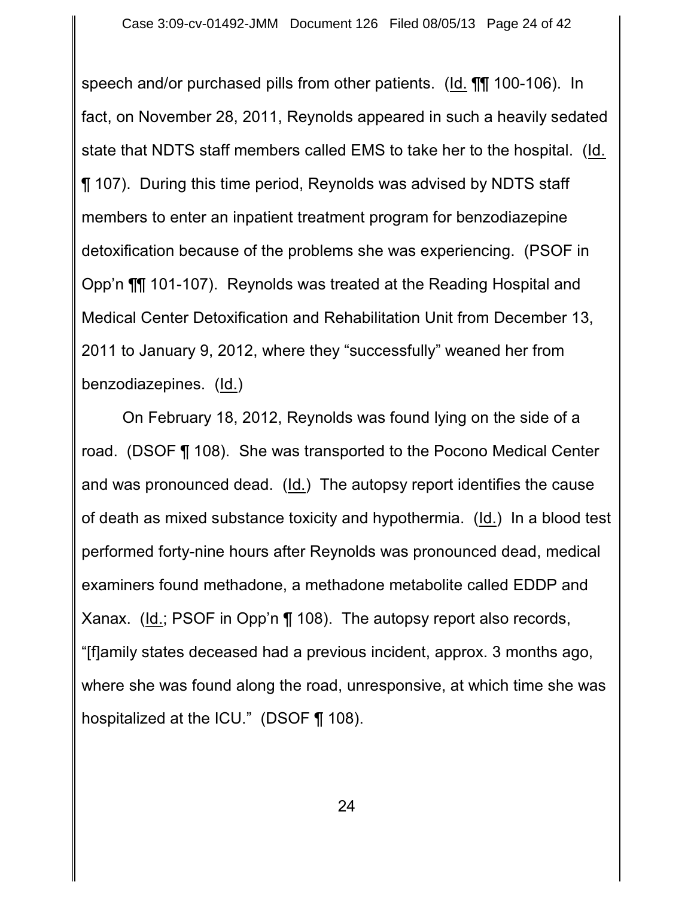speech and/or purchased pills from other patients. (Id. ¶¶ 100-106). In fact, on November 28, 2011, Reynolds appeared in such a heavily sedated state that NDTS staff members called EMS to take her to the hospital. (Id. ¶ 107). During this time period, Reynolds was advised by NDTS staff members to enter an inpatient treatment program for benzodiazepine detoxification because of the problems she was experiencing. (PSOF in Opp'n ¶¶ 101-107). Reynolds was treated at the Reading Hospital and Medical Center Detoxification and Rehabilitation Unit from December 13, 2011 to January 9, 2012, where they "successfully" weaned her from benzodiazepines. (Id.)

On February 18, 2012, Reynolds was found lying on the side of a road. (DSOF ¶ 108). She was transported to the Pocono Medical Center and was pronounced dead. (Id.) The autopsy report identifies the cause of death as mixed substance toxicity and hypothermia. (Id.) In a blood test performed forty-nine hours after Reynolds was pronounced dead, medical examiners found methadone, a methadone metabolite called EDDP and Xanax. (Id.; PSOF in Opp'n ¶ 108). The autopsy report also records, "[f]amily states deceased had a previous incident, approx. 3 months ago, where she was found along the road, unresponsive, at which time she was hospitalized at the ICU." (DSOF ¶ 108).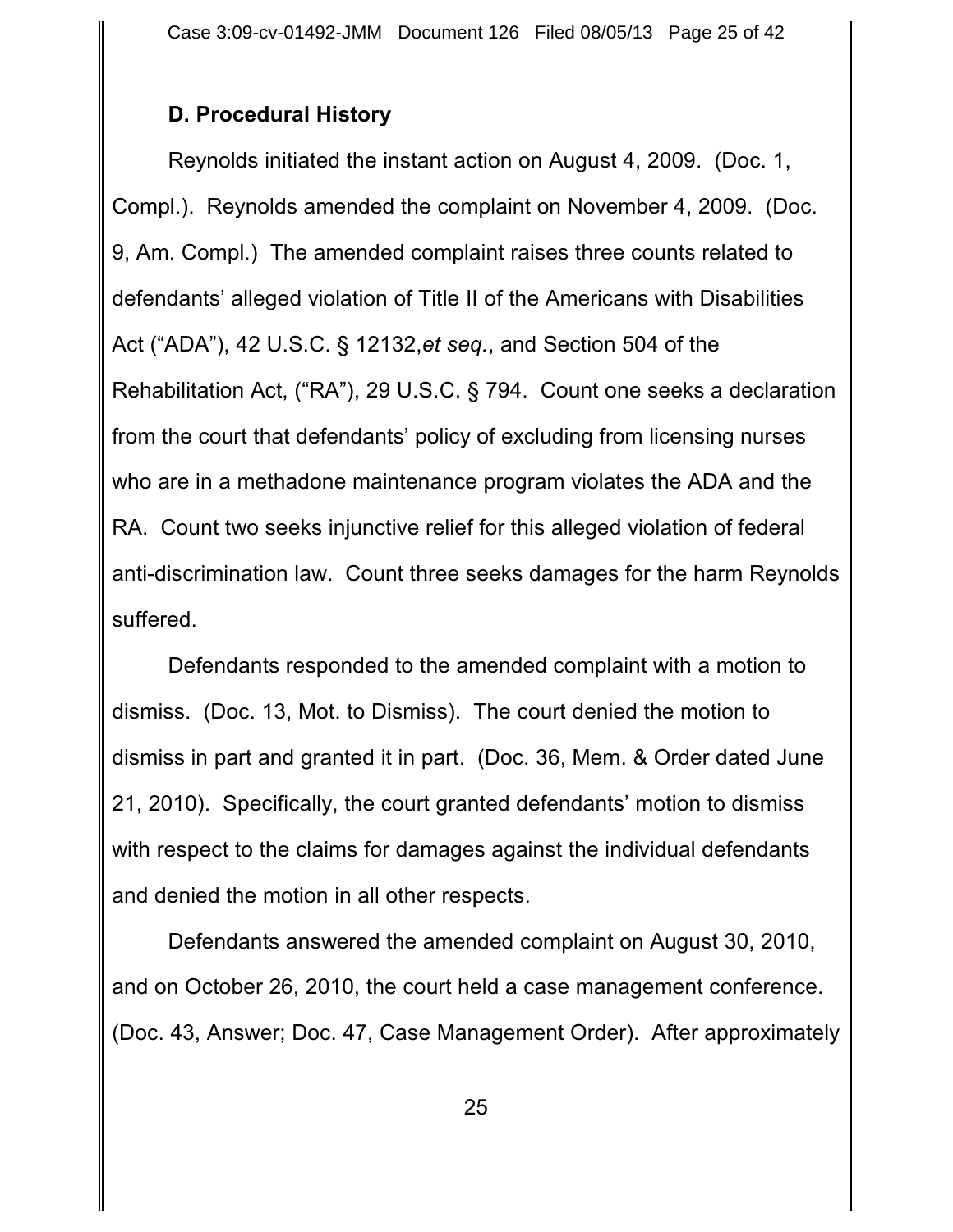### D. Procedural History

Reynolds initiated the instant action on August 4, 2009. (Doc. 1, Compl.). Reynolds amended the complaint on November 4, 2009. (Doc. 9, Am. Compl.) The amended complaint raises three counts related to defendants' alleged violation of Title II of the Americans with Disabilities Act ("ADA"), 42 U.S.C. § 12132,*et seq.*, and Section 504 of the Rehabilitation Act, ("RA"), 29 U.S.C. § 794. Count one seeks a declaration from the court that defendants' policy of excluding from licensing nurses who are in a methadone maintenance program violates the ADA and the RA. Count two seeks injunctive relief for this alleged violation of federal anti-discrimination law. Count three seeks damages for the harm Reynolds suffered.

Defendants responded to the amended complaint with a motion to dismiss. (Doc. 13, Mot. to Dismiss). The court denied the motion to dismiss in part and granted it in part. (Doc. 36, Mem. & Order dated June 21, 2010). Specifically, the court granted defendants' motion to dismiss with respect to the claims for damages against the individual defendants and denied the motion in all other respects.

Defendants answered the amended complaint on August 30, 2010, and on October 26, 2010, the court held a case management conference. (Doc. 43, Answer; Doc. 47, Case Management Order). After approximately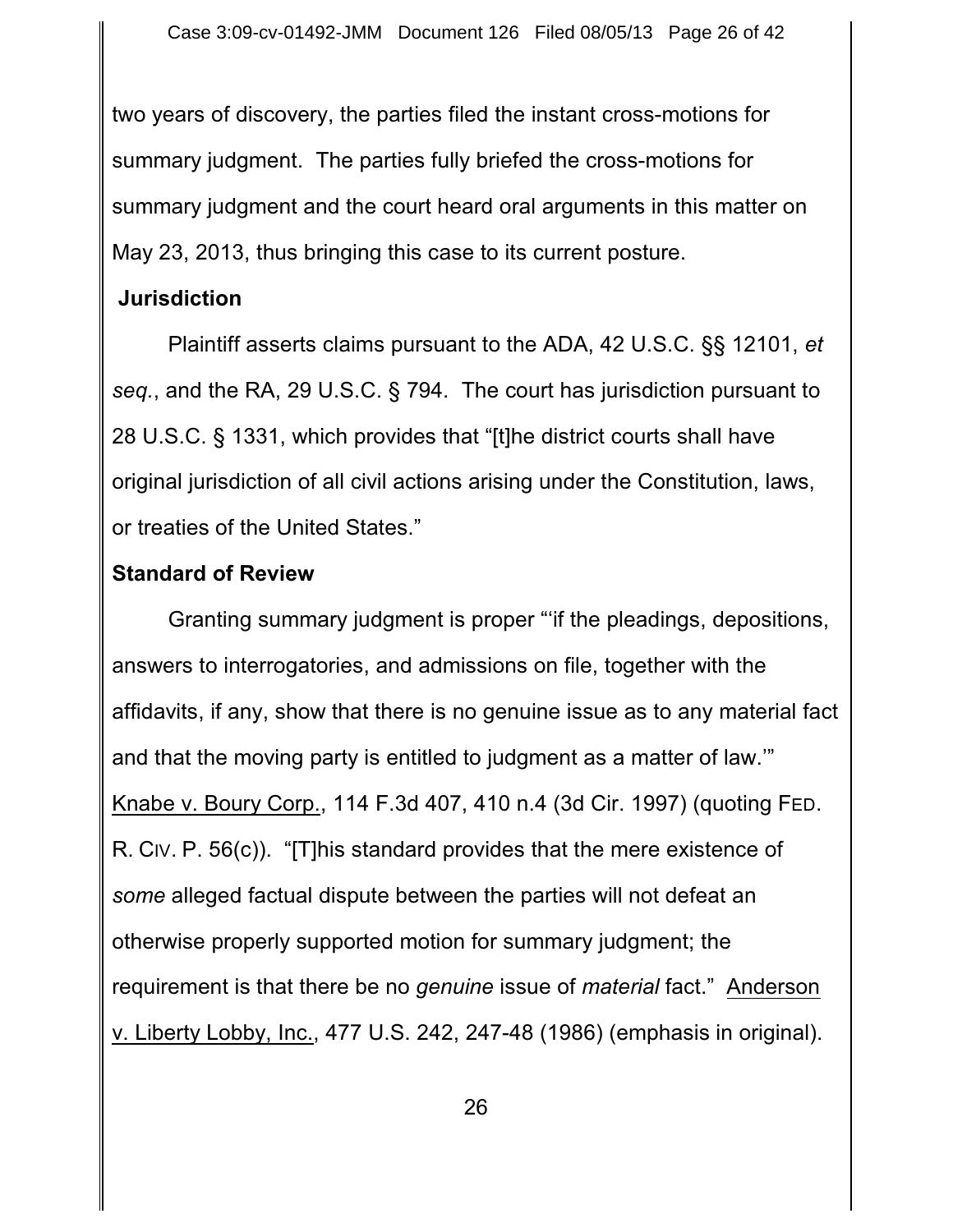two years of discovery, the parties filed the instant cross-motions for summary judgment. The parties fully briefed the cross-motions for summary judgment and the court heard oral arguments in this matter on May 23, 2013, thus bringing this case to its current posture.

### Jurisdiction

Plaintiff asserts claims pursuant to the ADA, 42 U.S.C. §§ 12101, *et seq.*, and the RA, 29 U.S.C. § 794. The court has jurisdiction pursuant to 28 U.S.C. § 1331, which provides that "[t]he district courts shall have original jurisdiction of all civil actions arising under the Constitution, laws, or treaties of the United States."

### Standard of Review

Granting summary judgment is proper "'if the pleadings, depositions, answers to interrogatories, and admissions on file, together with the affidavits, if any, show that there is no genuine issue as to any material fact and that the moving party is entitled to judgment as a matter of law.'" Knabe v. Boury Corp., 114 F.3d 407, 410 n.4 (3d Cir. 1997) (quoting FED. R. CIV. P. 56(c)). "[T]his standard provides that the mere existence of *some* alleged factual dispute between the parties will not defeat an otherwise properly supported motion for summary judgment; the requirement is that there be no *genuine* issue of *material* fact." Anderson v. Liberty Lobby, Inc., 477 U.S. 242, 247-48 (1986) (emphasis in original).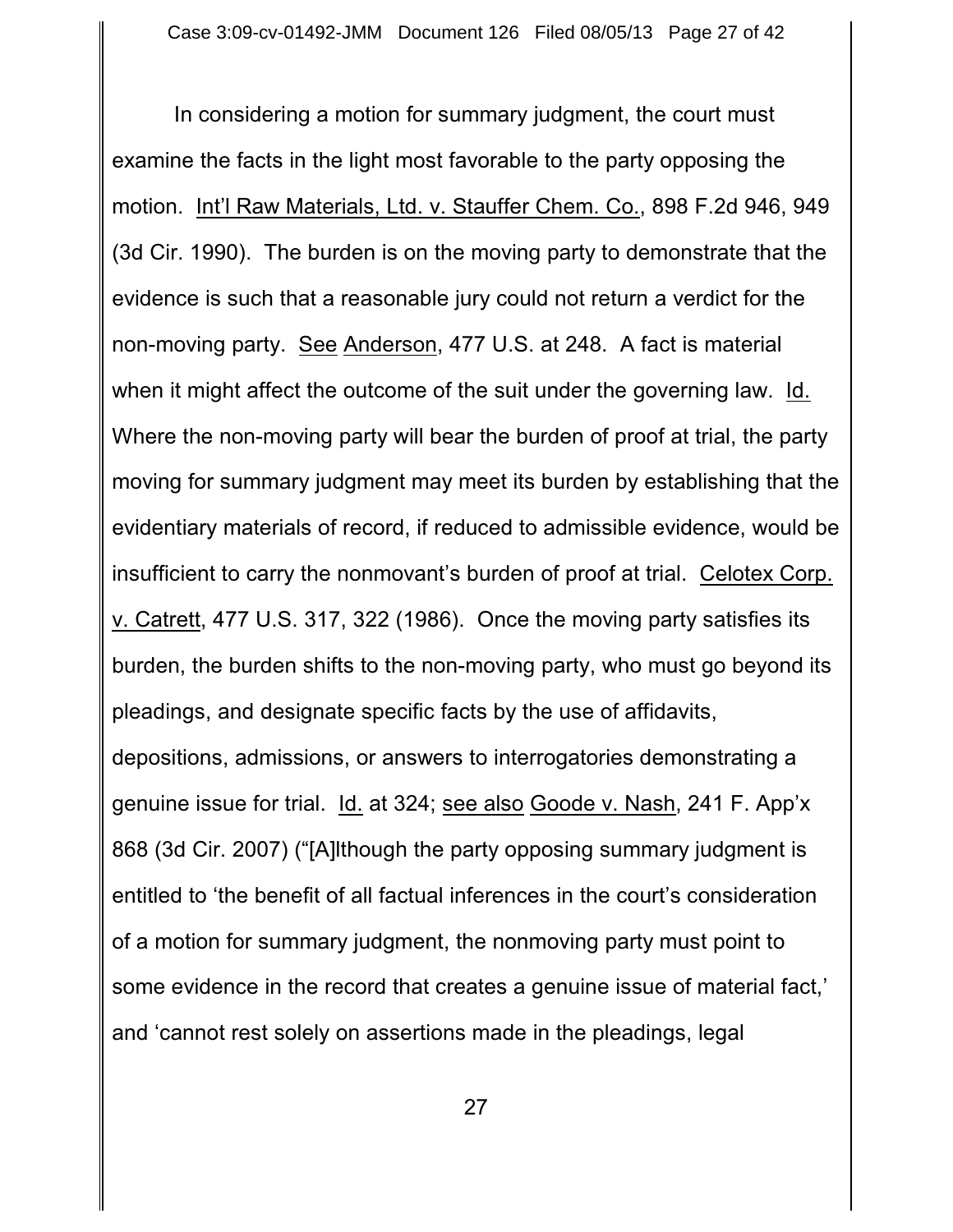In considering a motion for summary judgment, the court must examine the facts in the light most favorable to the party opposing the motion. Int'l Raw Materials, Ltd. v. Stauffer Chem. Co., 898 F.2d 946, 949 (3d Cir. 1990). The burden is on the moving party to demonstrate that the evidence is such that a reasonable jury could not return a verdict for the non-moving party. See Anderson, 477 U.S. at 248. A fact is material when it might affect the outcome of the suit under the governing law. Id. Where the non-moving party will bear the burden of proof at trial, the party moving for summary judgment may meet its burden by establishing that the evidentiary materials of record, if reduced to admissible evidence, would be insufficient to carry the nonmovant's burden of proof at trial. Celotex Corp. v. Catrett, 477 U.S. 317, 322 (1986). Once the moving party satisfies its burden, the burden shifts to the non-moving party, who must go beyond its pleadings, and designate specific facts by the use of affidavits, depositions, admissions, or answers to interrogatories demonstrating a genuine issue for trial. Id. at 324; see also Goode v. Nash, 241 F. App'x 868 (3d Cir. 2007) ("[A]lthough the party opposing summary judgment is entitled to 'the benefit of all factual inferences in the court's consideration of a motion for summary judgment, the nonmoving party must point to some evidence in the record that creates a genuine issue of material fact,' and 'cannot rest solely on assertions made in the pleadings, legal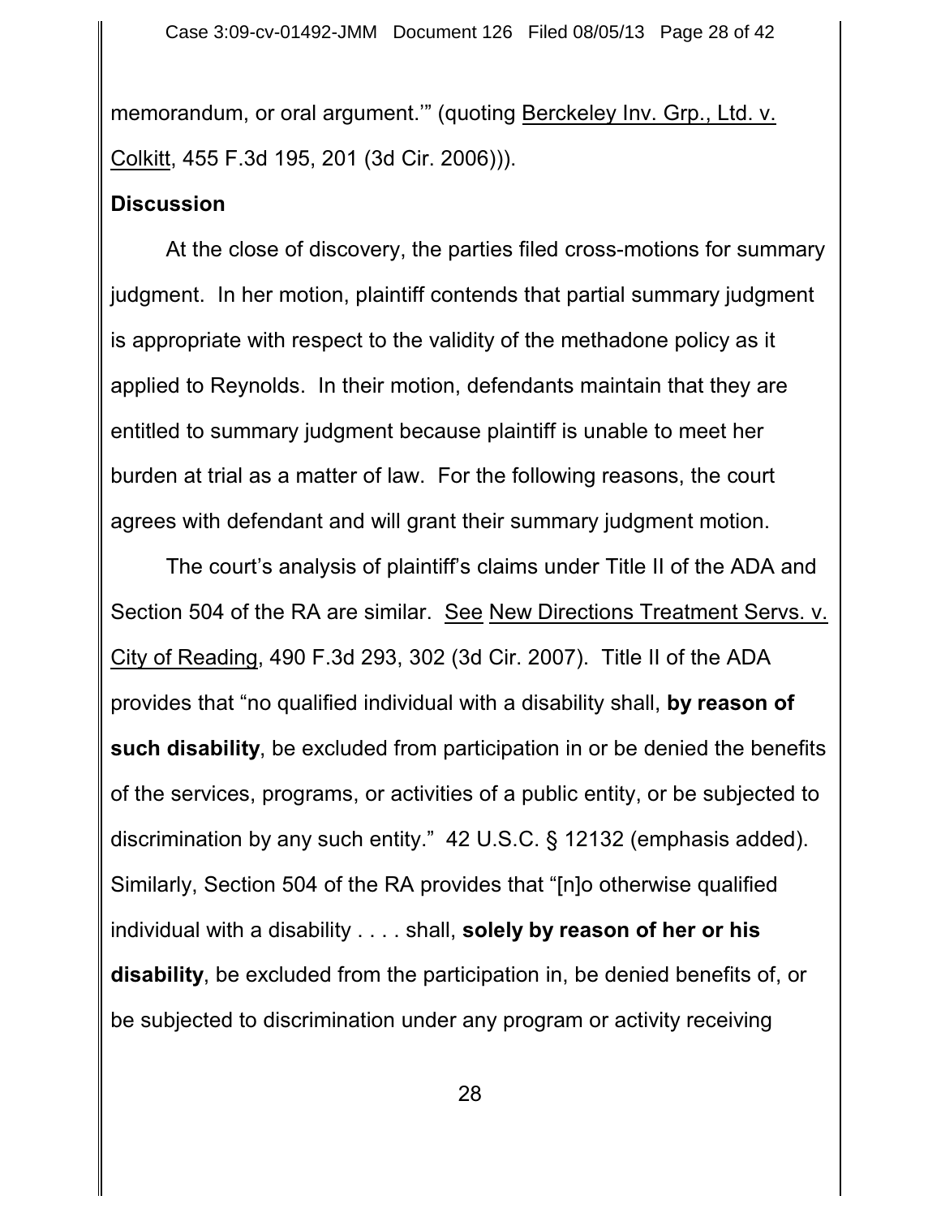memorandum, or oral argument.'" (quoting Berckeley Inv. Grp., Ltd. v. Colkitt, 455 F.3d 195, 201 (3d Cir. 2006))).

**Discussion**

At the close of discovery, the parties filed cross-motions for summary judgment. In her motion, plaintiff contends that partial summary judgment is appropriate with respect to the validity of the methadone policy as it applied to Reynolds. In their motion, defendants maintain that they are entitled to summary judgment because plaintiff is unable to meet her burden at trial as a matter of law. For the following reasons, the court agrees with defendant and will grant their summary judgment motion.

The court's analysis of plaintiff's claims under Title II of the ADA and Section 504 of the RA are similar. See New Directions Treatment Servs. v. City of Reading, 490 F.3d 293, 302 (3d Cir. 2007). Title II of the ADA provides that "no qualified individual with a disability shall, **by reason of such disability**, be excluded from participation in or be denied the benefits of the services, programs, or activities of a public entity, or be subjected to discrimination by any such entity." 42 U.S.C. § 12132 (emphasis added). Similarly, Section 504 of the RA provides that "[n]o otherwise qualified individual with a disability . . . . shall, **solely by reason of her or his disability**, be excluded from the participation in, be denied benefits of, or be subjected to discrimination under any program or activity receiving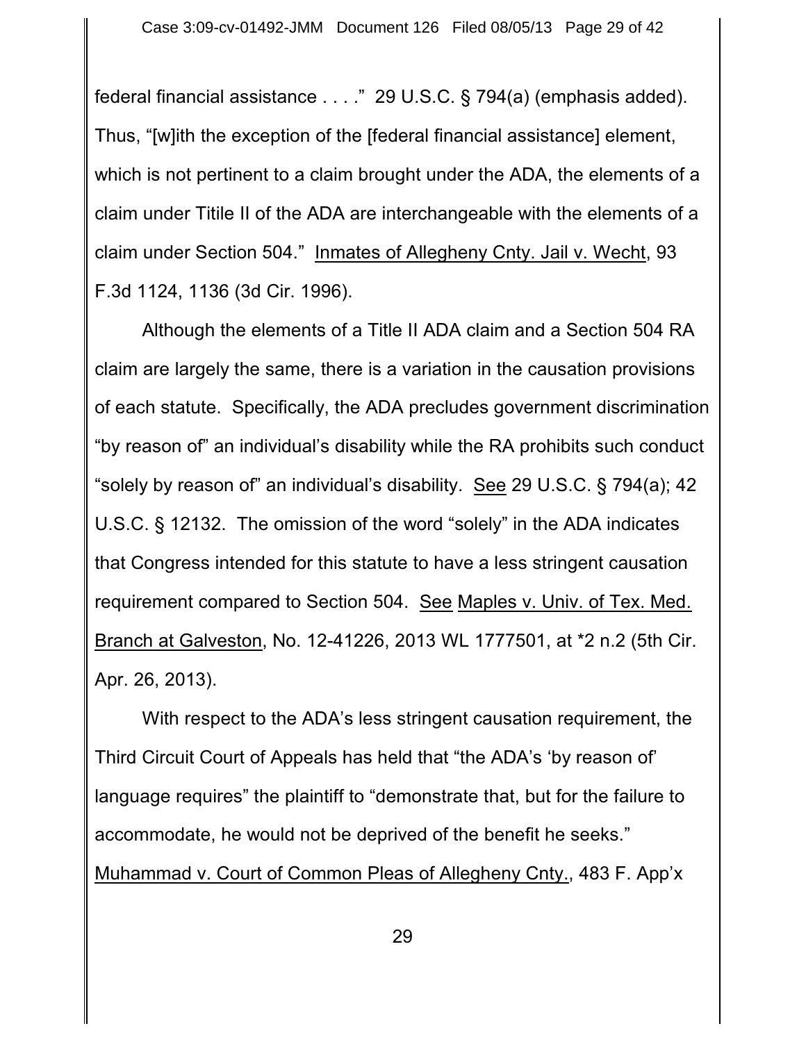federal financial assistance . . . ." 29 U.S.C. § 794(a) (emphasis added). Thus, "[w]ith the exception of the [federal financial assistance] element, which is not pertinent to a claim brought under the ADA, the elements of a claim under Titile II of the ADA are interchangeable with the elements of a claim under Section 504." Inmates of Allegheny Cnty. Jail v. Wecht, 93 F.3d 1124, 1136 (3d Cir. 1996).

Although the elements of a Title II ADA claim and a Section 504 RA claim are largely the same, there is a variation in the causation provisions of each statute. Specifically, the ADA precludes government discrimination "by reason of" an individual's disability while the RA prohibits such conduct "solely by reason of" an individual's disability. See 29 U.S.C. § 794(a); 42 U.S.C. § 12132. The omission of the word "solely" in the ADA indicates that Congress intended for this statute to have a less stringent causation requirement compared to Section 504. See Maples v. Univ. of Tex. Med. Branch at Galveston, No. 12-41226, 2013 WL 1777501, at *2 n.2 (5th Cir. Apr. 26, 2013).

With respect to the ADA's less stringent causation requirement, the Third Circuit Court of Appeals has held that "the ADA's 'by reason of' language requires" the plaintiff to "demonstrate that, but for the failure to accommodate, he would not be deprived of the benefit he seeks." Muhammad v. Court of Common Pleas of Allegheny Cnty., 483 F. App'x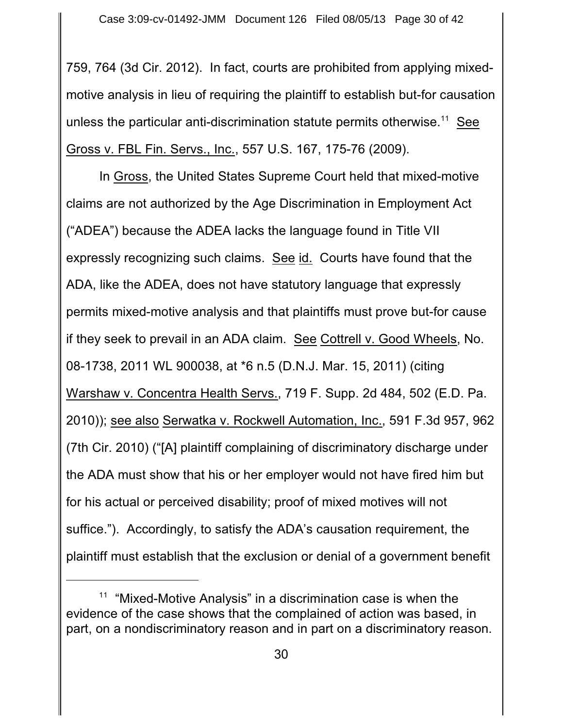759, 764 (3d Cir. 2012). In fact, courts are prohibited from applying mixed-motive analysis in lieu of requiring the plaintiff to establish but-for causation unless the particular anti-discrimination statute permits otherwise.[11] See Gross v. FBL Fin. Servs., Inc., 557 U.S. 167, 175-76 (2009).

In Gross, the United States Supreme Court held that mixed-motive claims are not authorized by the Age Discrimination in Employment Act ("ADEA") because the ADEA lacks the language found in Title VII expressly recognizing such claims. See id. Courts have found that the ADA, like the ADEA, does not have statutory language that expressly permits mixed-motive analysis and that plaintiffs must prove but-for cause if they seek to prevail in an ADA claim. See Cottrell v. Good Wheels, No. 08-1738, 2011 WL 900038, at *6 n.5 (D.N.J. Mar. 15, 2011) (citing Warshaw v. Concentra Health Servs., 719 F. Supp. 2d 484, 502 (E.D. Pa. 2010)); see also Serwatka v. Rockwell Automation, Inc., 591 F.3d 957, 962 (7th Cir. 2010) ("[A] plaintiff complaining of discriminatory discharge under the ADA must show that his or her employer would not have fired him but for his actual or perceived disability; proof of mixed motives will not suffice."). Accordingly, to satisfy the ADA's causation requirement, the plaintiff must establish that the exclusion or denial of a government benefit

---

[11] "Mixed-Motive Analysis" in a discrimination case is when the evidence of the case shows that the complained of action was based, in part, on a nondiscriminatory reason and in part on a discriminatory reason.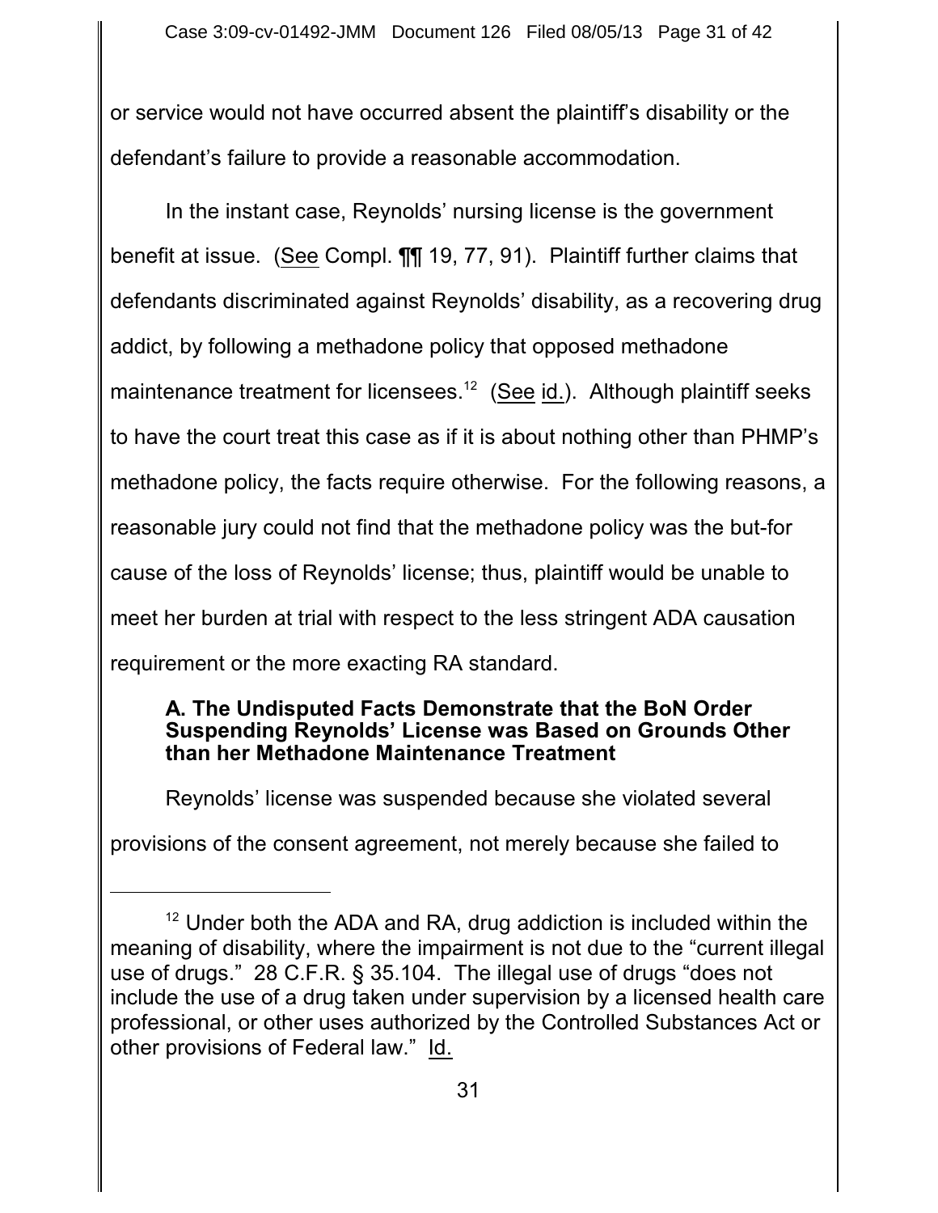or service would not have occurred absent the plaintiff's disability or the defendant's failure to provide a reasonable accommodation.

In the instant case, Reynolds' nursing license is the government benefit at issue. (See Compl. ¶¶ 19, 77, 91). Plaintiff further claims that defendants discriminated against Reynolds' disability, as a recovering drug addict, by following a methadone policy that opposed methadone maintenance treatment for licensees.[12] (See id.). Although plaintiff seeks to have the court treat this case as if it is about nothing other than PHMP's methadone policy, the facts require otherwise. For the following reasons, a reasonable jury could not find that the methadone policy was the but-for cause of the loss of Reynolds' license; thus, plaintiff would be unable to meet her burden at trial with respect to the less stringent ADA causation requirement or the more exacting RA standard.

**A. The Undisputed Facts Demonstrate that the BoN Order Suspending Reynolds' License was Based on Grounds Other than her Methadone Maintenance Treatment**

Reynolds' license was suspended because she violated several provisions of the consent agreement, not merely because she failed to

[12] Under both the ADA and RA, drug addiction is included within the meaning of disability, where the impairment is not due to the "current illegal use of drugs." 28 C.F.R. § 35.104. The illegal use of drugs "does not include the use of a drug taken under supervision by a licensed health care professional, or other uses authorized by the Controlled Substances Act or other provisions of Federal law." Id.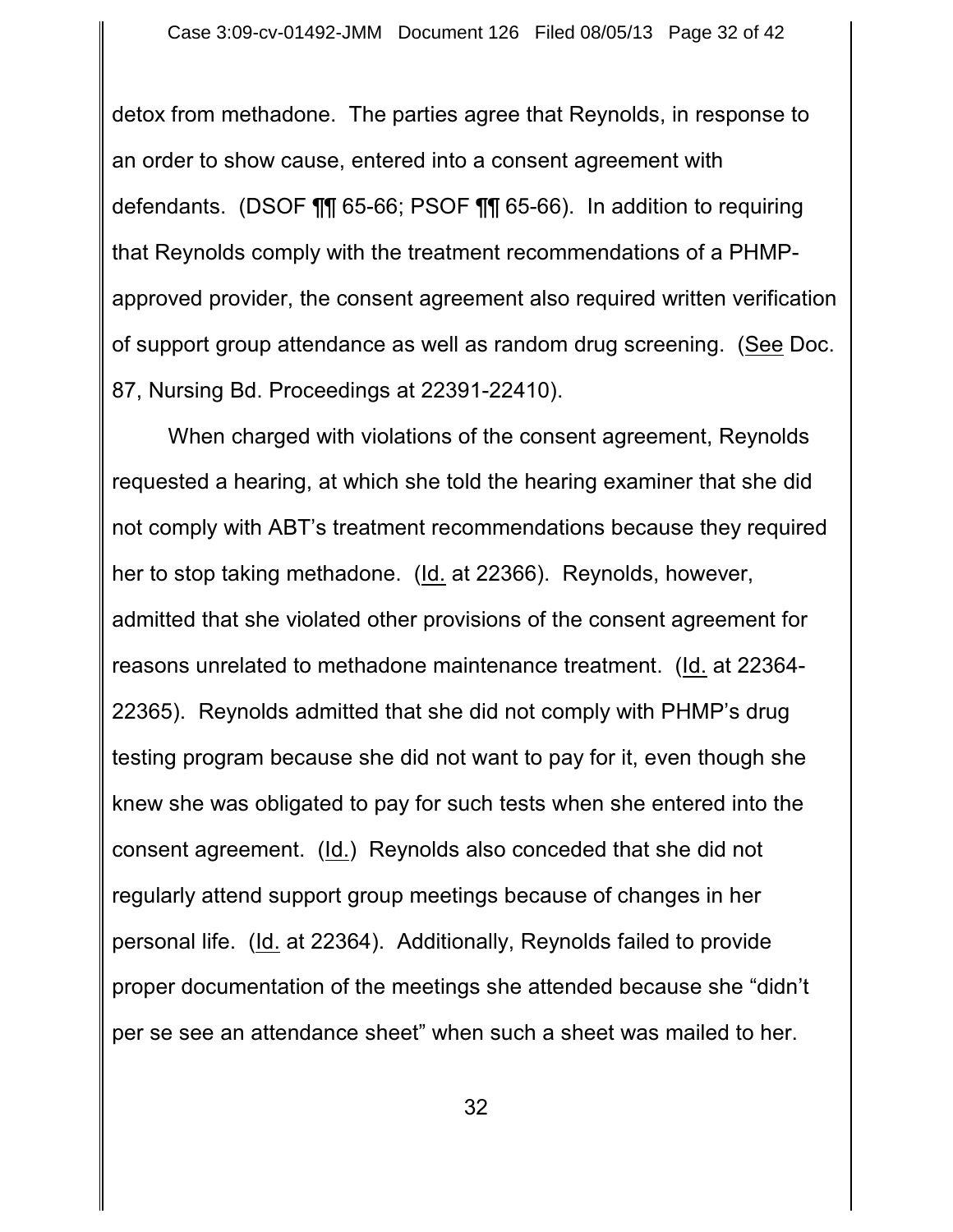detox from methadone. The parties agree that Reynolds, in response to an order to show cause, entered into a consent agreement with defendants. (DSOF ¶¶ 65-66; PSOF ¶¶ 65-66). In addition to requiring that Reynolds comply with the treatment recommendations of a PHMP-approved provider, the consent agreement also required written verification of support group attendance as well as random drug screening. (See Doc. 87, Nursing Bd. Proceedings at 22391-22410).

When charged with violations of the consent agreement, Reynolds requested a hearing, at which she told the hearing examiner that she did not comply with ABT's treatment recommendations because they required her to stop taking methadone. (Id. at 22366). Reynolds, however, admitted that she violated other provisions of the consent agreement for reasons unrelated to methadone maintenance treatment. (Id. at 22364-22365). Reynolds admitted that she did not comply with PHMP's drug testing program because she did not want to pay for it, even though she knew she was obligated to pay for such tests when she entered into the consent agreement. (Id.) Reynolds also conceded that she did not regularly attend support group meetings because of changes in her personal life. (Id. at 22364). Additionally, Reynolds failed to provide proper documentation of the meetings she attended because she "didn't per se see an attendance sheet" when such a sheet was mailed to her.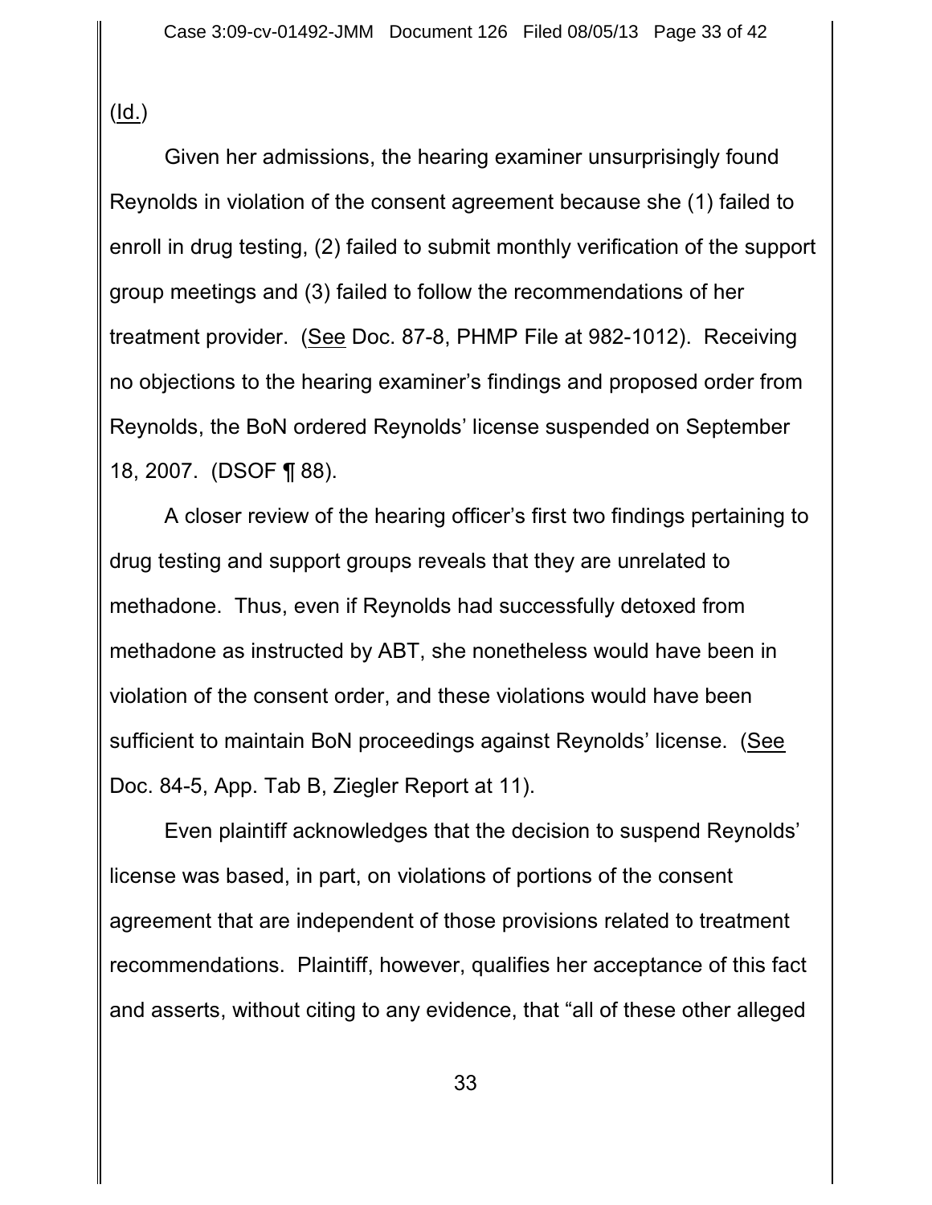(Id.)

Given her admissions, the hearing examiner unsurprisingly found Reynolds in violation of the consent agreement because she (1) failed to enroll in drug testing, (2) failed to submit monthly verification of the support group meetings and (3) failed to follow the recommendations of her treatment provider. (See Doc. 87-8, PHMP File at 982-1012). Receiving no objections to the hearing examiner's findings and proposed order from Reynolds, the BoN ordered Reynolds' license suspended on September 18, 2007. (DSOF ¶ 88).

A closer review of the hearing officer's first two findings pertaining to drug testing and support groups reveals that they are unrelated to methadone. Thus, even if Reynolds had successfully detoxed from methadone as instructed by ABT, she nonetheless would have been in violation of the consent order, and these violations would have been sufficient to maintain BoN proceedings against Reynolds' license. (See Doc. 84-5, App. Tab B, Ziegler Report at 11).

Even plaintiff acknowledges that the decision to suspend Reynolds' license was based, in part, on violations of portions of the consent agreement that are independent of those provisions related to treatment recommendations. Plaintiff, however, qualifies her acceptance of this fact and asserts, without citing to any evidence, that "all of these other alleged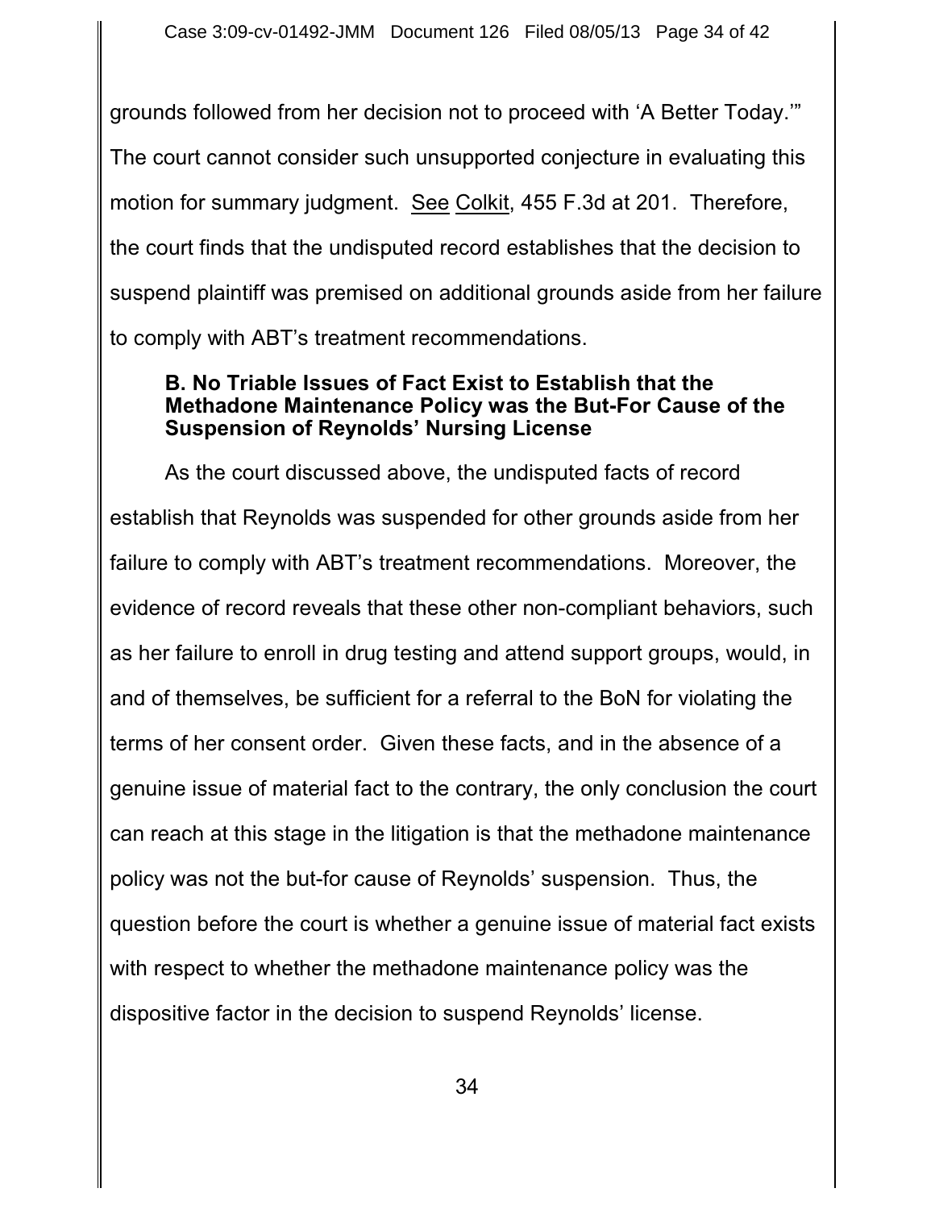grounds followed from her decision not to proceed with 'A Better Today.'" The court cannot consider such unsupported conjecture in evaluating this motion for summary judgment. See Colkit, 455 F.3d at 201. Therefore, the court finds that the undisputed record establishes that the decision to suspend plaintiff was premised on additional grounds aside from her failure to comply with ABT's treatment recommendations.

### B. No Triable Issues of Fact Exist to Establish that the Methadone Maintenance Policy was the But-For Cause of the Suspension of Reynolds' Nursing License

As the court discussed above, the undisputed facts of record establish that Reynolds was suspended for other grounds aside from her failure to comply with ABT's treatment recommendations. Moreover, the evidence of record reveals that these other non-compliant behaviors, such as her failure to enroll in drug testing and attend support groups, would, in and of themselves, be sufficient for a referral to the BoN for violating the terms of her consent order. Given these facts, and in the absence of a genuine issue of material fact to the contrary, the only conclusion the court can reach at this stage in the litigation is that the methadone maintenance policy was not the but-for cause of Reynolds' suspension. Thus, the question before the court is whether a genuine issue of material fact exists with respect to whether the methadone maintenance policy was the dispositive factor in the decision to suspend Reynolds' license.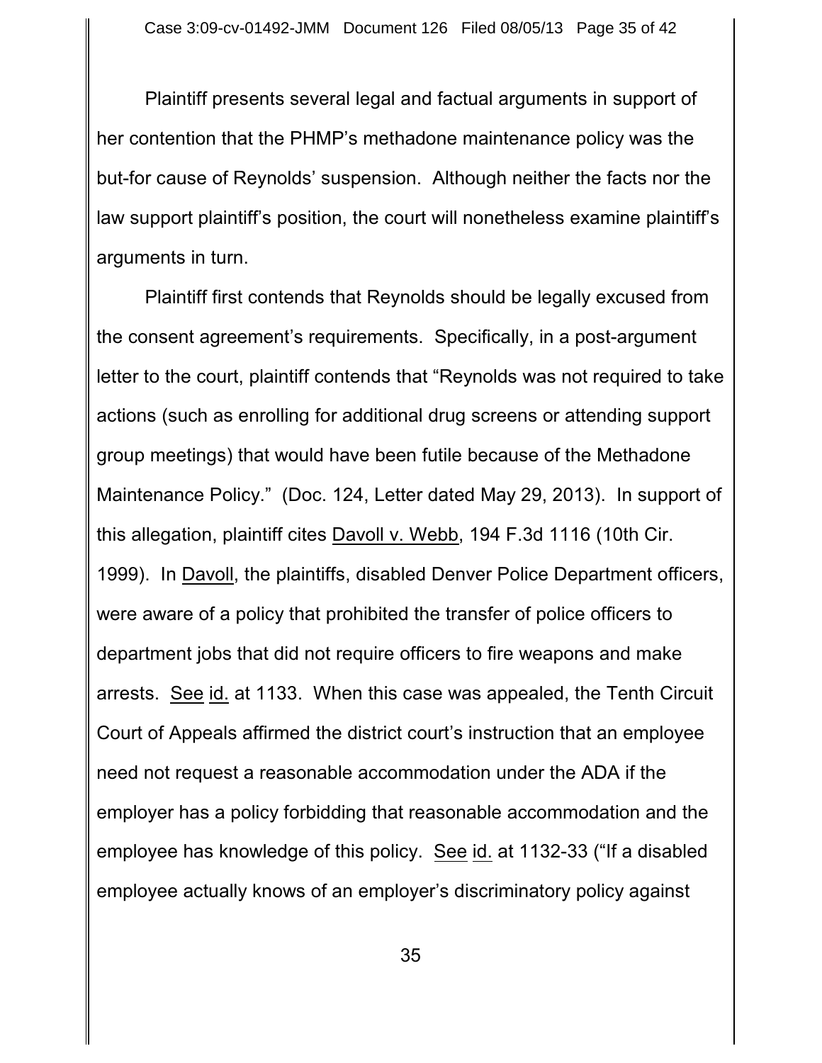Plaintiff presents several legal and factual arguments in support of her contention that the PHMP's methadone maintenance policy was the but-for cause of Reynolds' suspension. Although neither the facts nor the law support plaintiff's position, the court will nonetheless examine plaintiff's arguments in turn.

Plaintiff first contends that Reynolds should be legally excused from the consent agreement's requirements. Specifically, in a post-argument letter to the court, plaintiff contends that "Reynolds was not required to take actions (such as enrolling for additional drug screens or attending support group meetings) that would have been futile because of the Methadone Maintenance Policy." (Doc. 124, Letter dated May 29, 2013). In support of this allegation, plaintiff cites Davoll v. Webb, 194 F.3d 1116 (10th Cir. 1999). In Davoll, the plaintiffs, disabled Denver Police Department officers, were aware of a policy that prohibited the transfer of police officers to department jobs that did not require officers to fire weapons and make arrests. See id. at 1133. When this case was appealed, the Tenth Circuit Court of Appeals affirmed the district court's instruction that an employee need not request a reasonable accommodation under the ADA if the employer has a policy forbidding that reasonable accommodation and the employee has knowledge of this policy. See id. at 1132-33 ("If a disabled employee actually knows of an employer's discriminatory policy against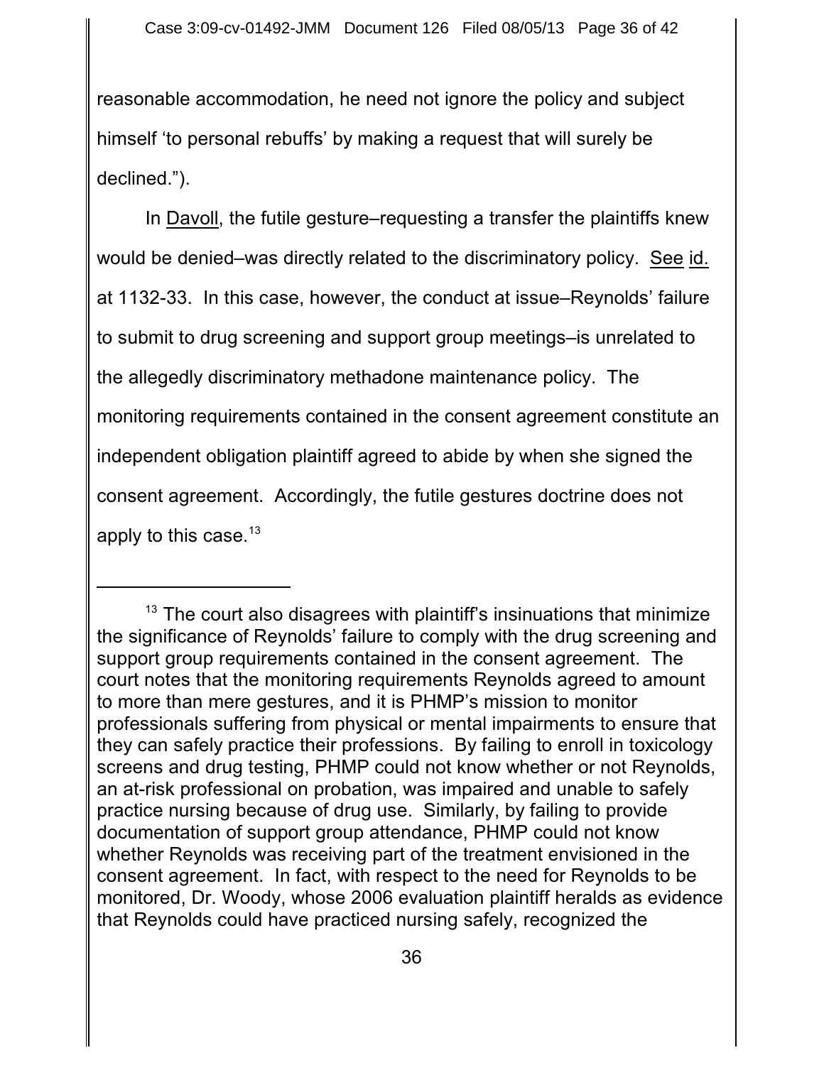reasonable accommodation, he need not ignore the policy and subject himself 'to personal rebuffs' by making a request that will surely be declined.").

In Davoll, the futile gesture–requesting a transfer the plaintiffs knew would be denied–was directly related to the discriminatory policy. See id. at 1132-33. In this case, however, the conduct at issue–Reynolds' failure to submit to drug screening and support group meetings–is unrelated to the allegedly discriminatory methadone maintenance policy. The monitoring requirements contained in the consent agreement constitute an independent obligation plaintiff agreed to abide by when she signed the consent agreement. Accordingly, the futile gestures doctrine does not apply to this case.[13]

[13] The court also disagrees with plaintiff's insinuations that minimize the significance of Reynolds' failure to comply with the drug screening and support group requirements contained in the consent agreement. The court notes that the monitoring requirements Reynolds agreed to amount to more than mere gestures, and it is PHMP's mission to monitor professionals suffering from physical or mental impairments to ensure that they can safely practice their professions. By failing to enroll in toxicology screens and drug testing, PHMP could not know whether or not Reynolds, an at-risk professional on probation, was impaired and unable to safely practice nursing because of drug use. Similarly, by failing to provide documentation of support group attendance, PHMP could not know whether Reynolds was receiving part of the treatment envisioned in the consent agreement. In fact, with respect to the need for Reynolds to be monitored, Dr. Woody, whose 2006 evaluation plaintiff heralds as evidence that Reynolds could have practiced nursing safely, recognized the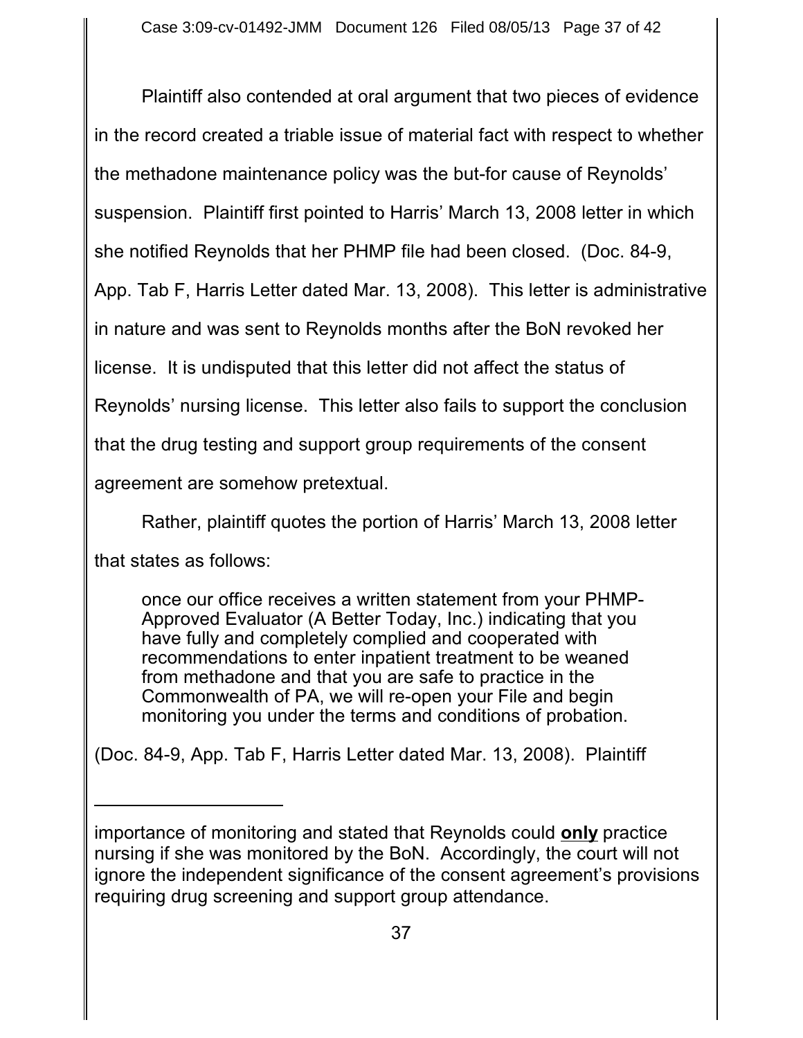Plaintiff also contended at oral argument that two pieces of evidence in the record created a triable issue of material fact with respect to whether the methadone maintenance policy was the but-for cause of Reynolds' suspension. Plaintiff first pointed to Harris' March 13, 2008 letter in which she notified Reynolds that her PHMP file had been closed. (Doc. 84-9, App. Tab F, Harris Letter dated Mar. 13, 2008). This letter is administrative in nature and was sent to Reynolds months after the BoN revoked her license. It is undisputed that this letter did not affect the status of Reynolds' nursing license. This letter also fails to support the conclusion that the drug testing and support group requirements of the consent agreement are somehow pretextual.

Rather, plaintiff quotes the portion of Harris' March 13, 2008 letter that states as follows:

> once our office receives a written statement from your PHMP-Approved Evaluator (A Better Today, Inc.) indicating that you have fully and completely complied and cooperated with recommendations to enter inpatient treatment to be weaned from methadone and that you are safe to practice in the Commonwealth of PA, we will re-open your File and begin monitoring you under the terms and conditions of probation.

(Doc. 84-9, App. Tab F, Harris Letter dated Mar. 13, 2008). Plaintiff

---

importance of monitoring and stated that Reynolds could **only** practice nursing if she was monitored by the BoN. Accordingly, the court will not ignore the independent significance of the consent agreement's provisions requiring drug screening and support group attendance.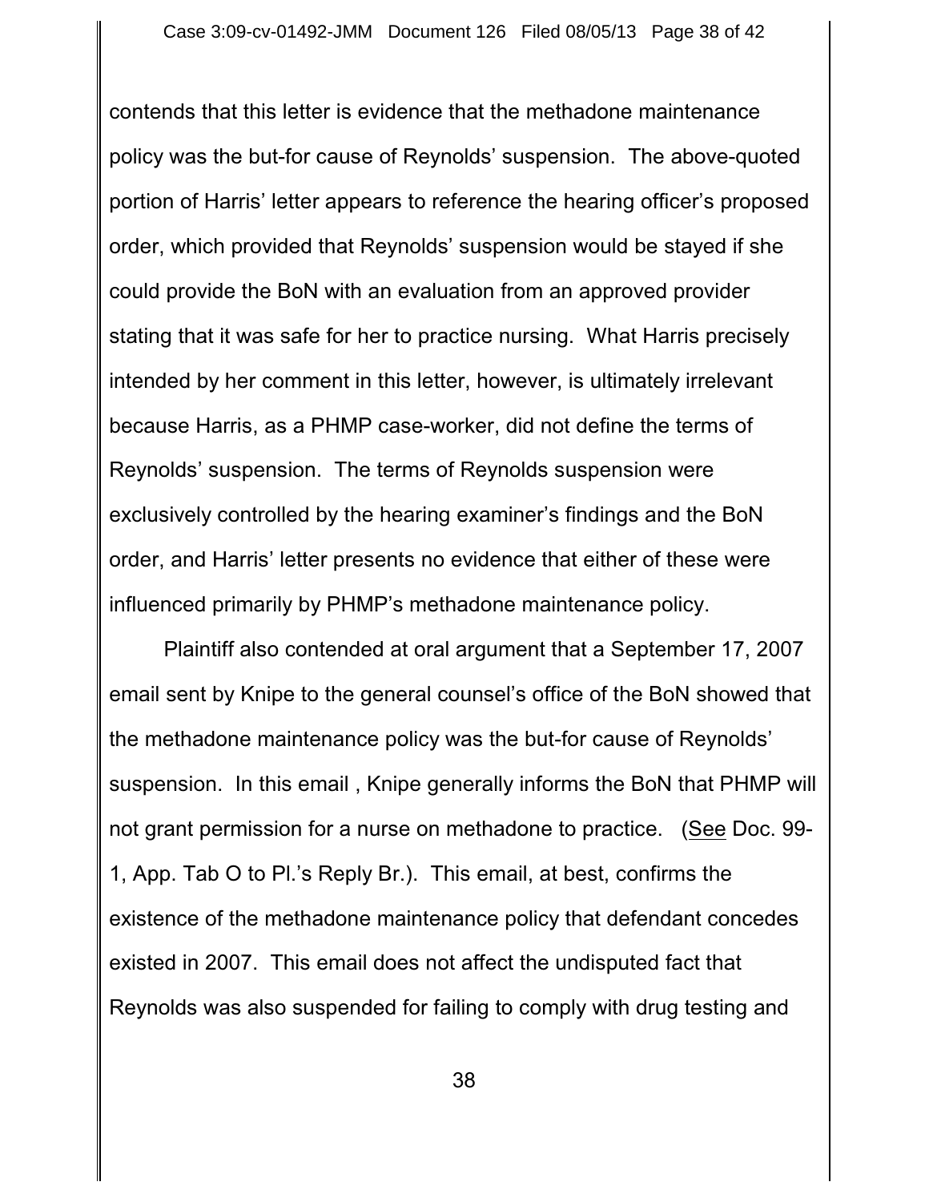contends that this letter is evidence that the methadone maintenance policy was the but-for cause of Reynolds' suspension. The above-quoted portion of Harris' letter appears to reference the hearing officer's proposed order, which provided that Reynolds' suspension would be stayed if she could provide the BoN with an evaluation from an approved provider stating that it was safe for her to practice nursing. What Harris precisely intended by her comment in this letter, however, is ultimately irrelevant because Harris, as a PHMP case-worker, did not define the terms of Reynolds' suspension. The terms of Reynolds suspension were exclusively controlled by the hearing examiner's findings and the BoN order, and Harris' letter presents no evidence that either of these were influenced primarily by PHMP's methadone maintenance policy.

Plaintiff also contended at oral argument that a September 17, 2007 email sent by Knipe to the general counsel's office of the BoN showed that the methadone maintenance policy was the but-for cause of Reynolds' suspension. In this email , Knipe generally informs the BoN that PHMP will not grant permission for a nurse on methadone to practice. (See Doc. 99-1, App. Tab O to Pl.'s Reply Br.). This email, at best, confirms the existence of the methadone maintenance policy that defendant concedes existed in 2007. This email does not affect the undisputed fact that Reynolds was also suspended for failing to comply with drug testing and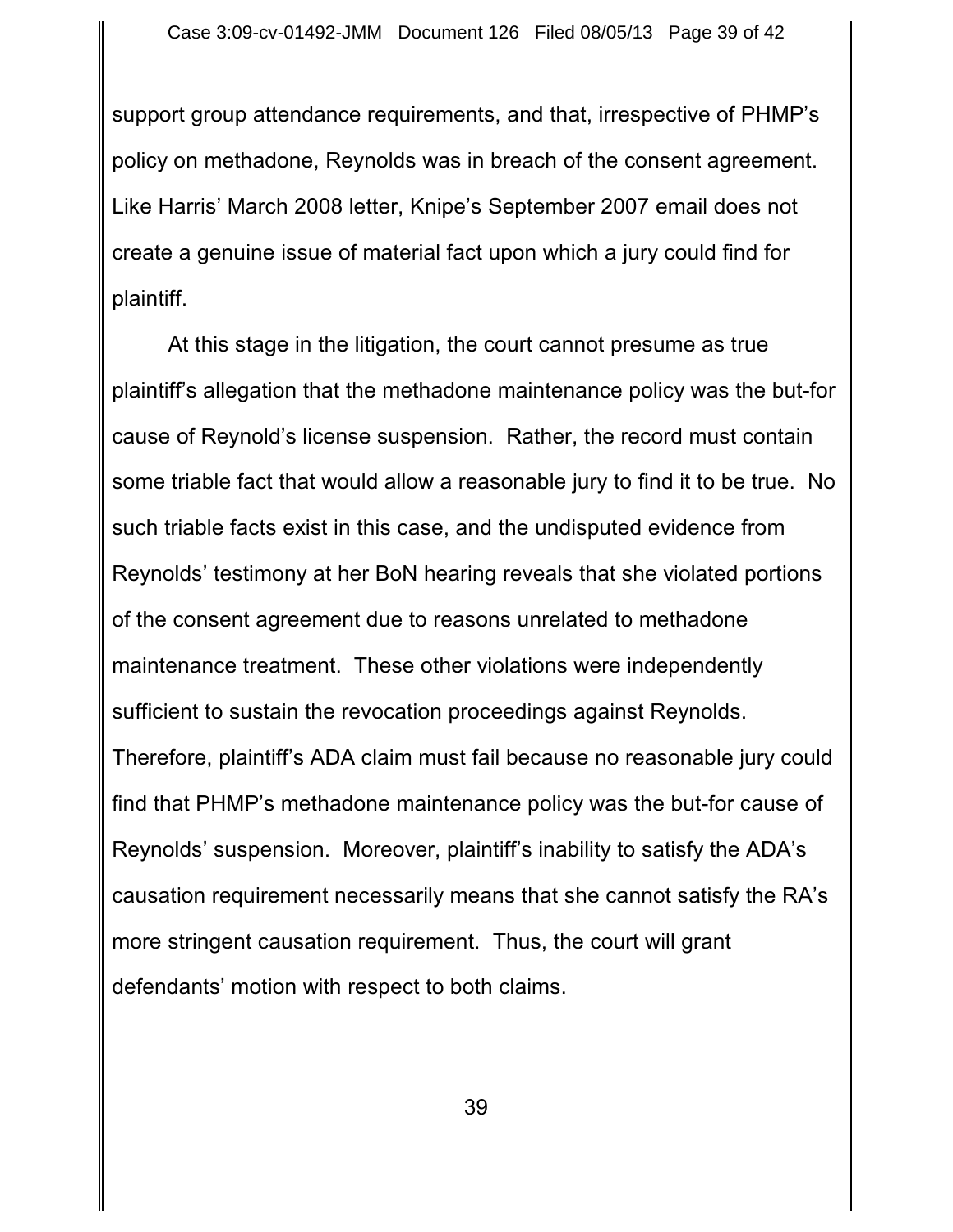support group attendance requirements, and that, irrespective of PHMP's policy on methadone, Reynolds was in breach of the consent agreement. Like Harris' March 2008 letter, Knipe's September 2007 email does not create a genuine issue of material fact upon which a jury could find for plaintiff.

At this stage in the litigation, the court cannot presume as true plaintiff's allegation that the methadone maintenance policy was the but-for cause of Reynold's license suspension. Rather, the record must contain some triable fact that would allow a reasonable jury to find it to be true. No such triable facts exist in this case, and the undisputed evidence from Reynolds' testimony at her BoN hearing reveals that she violated portions of the consent agreement due to reasons unrelated to methadone maintenance treatment. These other violations were independently sufficient to sustain the revocation proceedings against Reynolds. Therefore, plaintiff's ADA claim must fail because no reasonable jury could find that PHMP's methadone maintenance policy was the but-for cause of Reynolds' suspension. Moreover, plaintiff's inability to satisfy the ADA's causation requirement necessarily means that she cannot satisfy the RA's more stringent causation requirement. Thus, the court will grant defendants' motion with respect to both claims.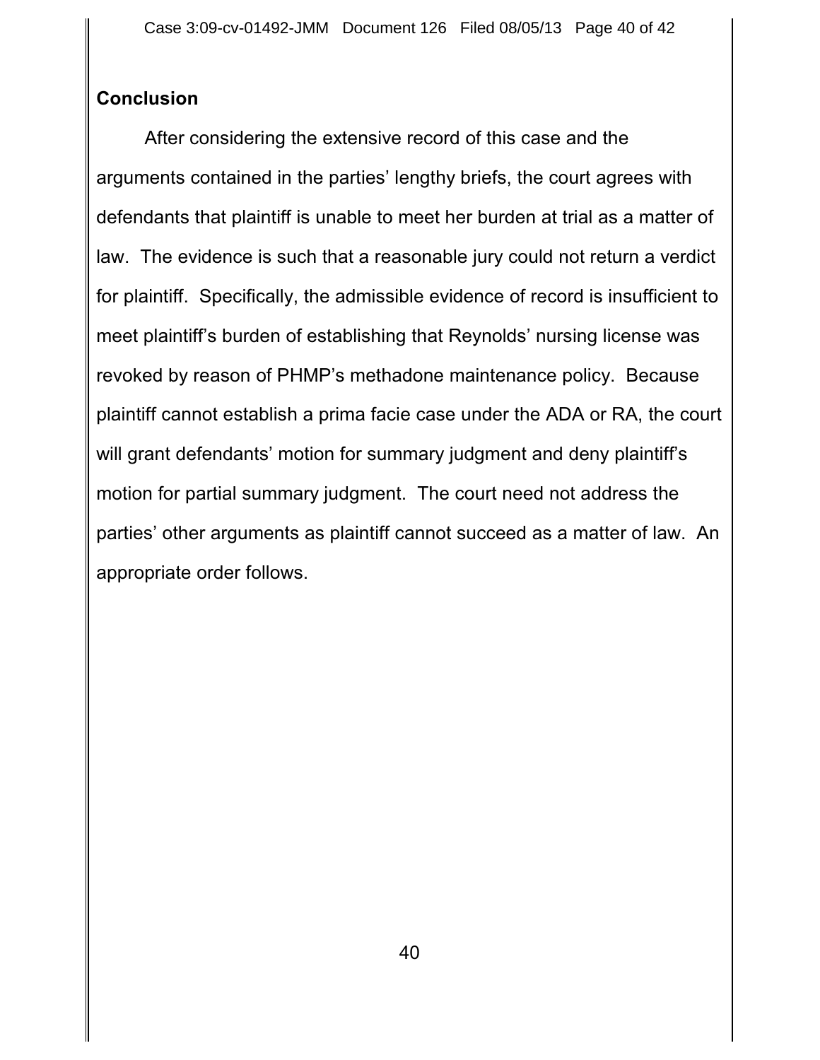## Conclusion

After considering the extensive record of this case and the arguments contained in the parties' lengthy briefs, the court agrees with defendants that plaintiff is unable to meet her burden at trial as a matter of law. The evidence is such that a reasonable jury could not return a verdict for plaintiff. Specifically, the admissible evidence of record is insufficient to meet plaintiff's burden of establishing that Reynolds' nursing license was revoked by reason of PHMP's methadone maintenance policy. Because plaintiff cannot establish a prima facie case under the ADA or RA, the court will grant defendants' motion for summary judgment and deny plaintiff's motion for partial summary judgment. The court need not address the parties' other arguments as plaintiff cannot succeed as a matter of law. An appropriate order follows.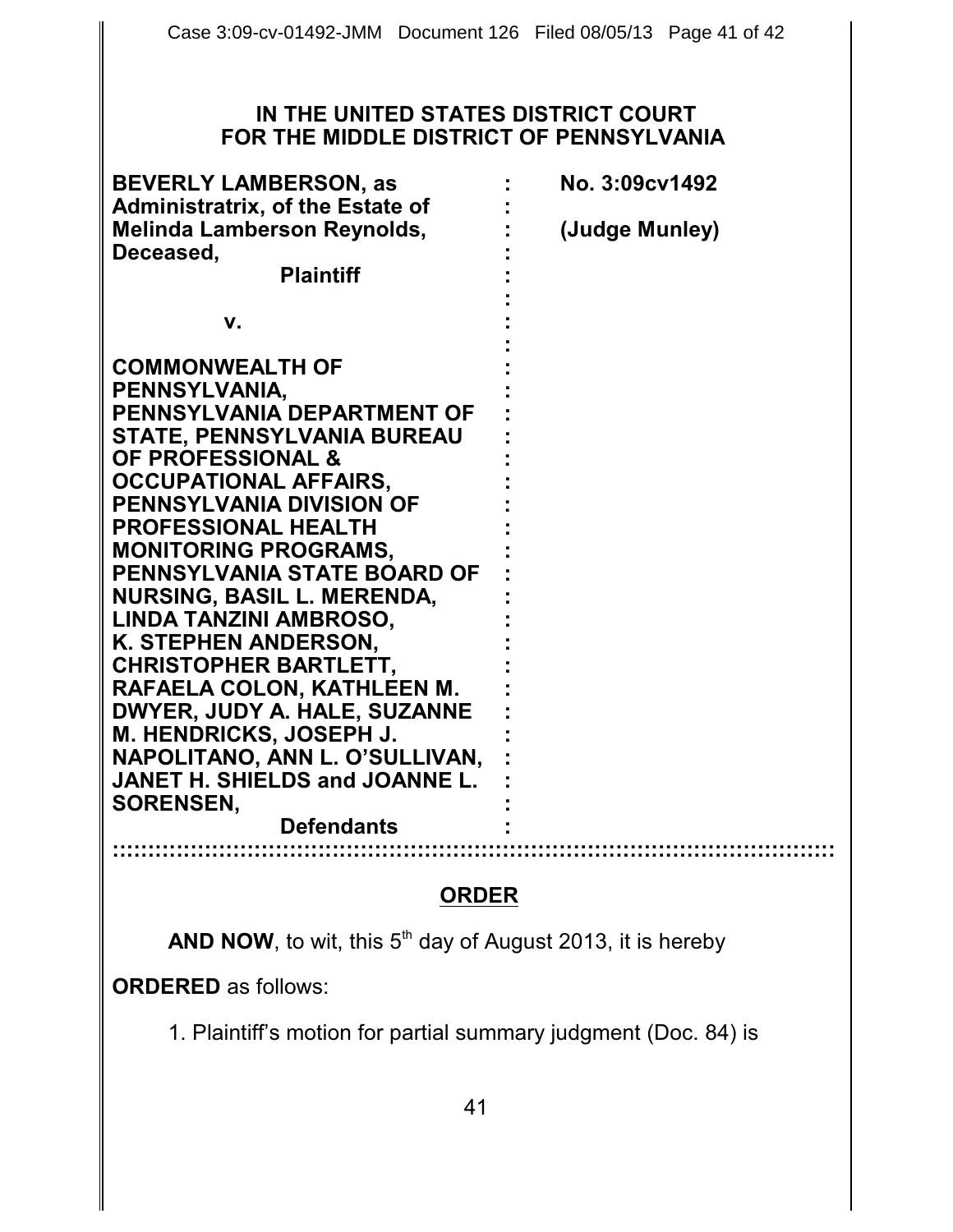# IN THE UNITED STATES DISTRICT COURT FOR THE MIDDLE DISTRICT OF PENNSYLVANIA

| | | |
|---|---|---|
| **BEVERLY LAMBERSON, as Administratrix, of the Estate of Melinda Lamberson Reynolds, Deceased,** | : | **No. 3:09cv1492** |
| **Plaintiff** | : | **(Judge Munley)** |
| **v.** | : | |
| **COMMONWEALTH OF PENNSYLVANIA, PENNSYLVANIA DEPARTMENT OF STATE, PENNSYLVANIA BUREAU OF PROFESSIONAL & OCCUPATIONAL AFFAIRS, PENNSYLVANIA DIVISION OF PROFESSIONAL HEALTH MONITORING PROGRAMS, PENNSYLVANIA STATE BOARD OF NURSING, BASIL L. MERENDA, LINDA TANZINI AMBROSO, K. STEPHEN ANDERSON, CHRISTOPHER BARTLETT, RAFAELA COLON, KATHLEEN M. DWYER, JUDY A. HALE, SUZANNE M. HENDRICKS, JOSEPH J. NAPOLITANO, ANN L. O'SULLIVAN, JANET H. SHIELDS and JOANNE L. SORENSEN,** | : | |
| **Defendants** | : | |

## ORDER

**AND NOW**, to wit, this 5th day of August 2013, it is hereby

**ORDERED** as follows:

1. Plaintiff's motion for partial summary judgment (Doc. 84) is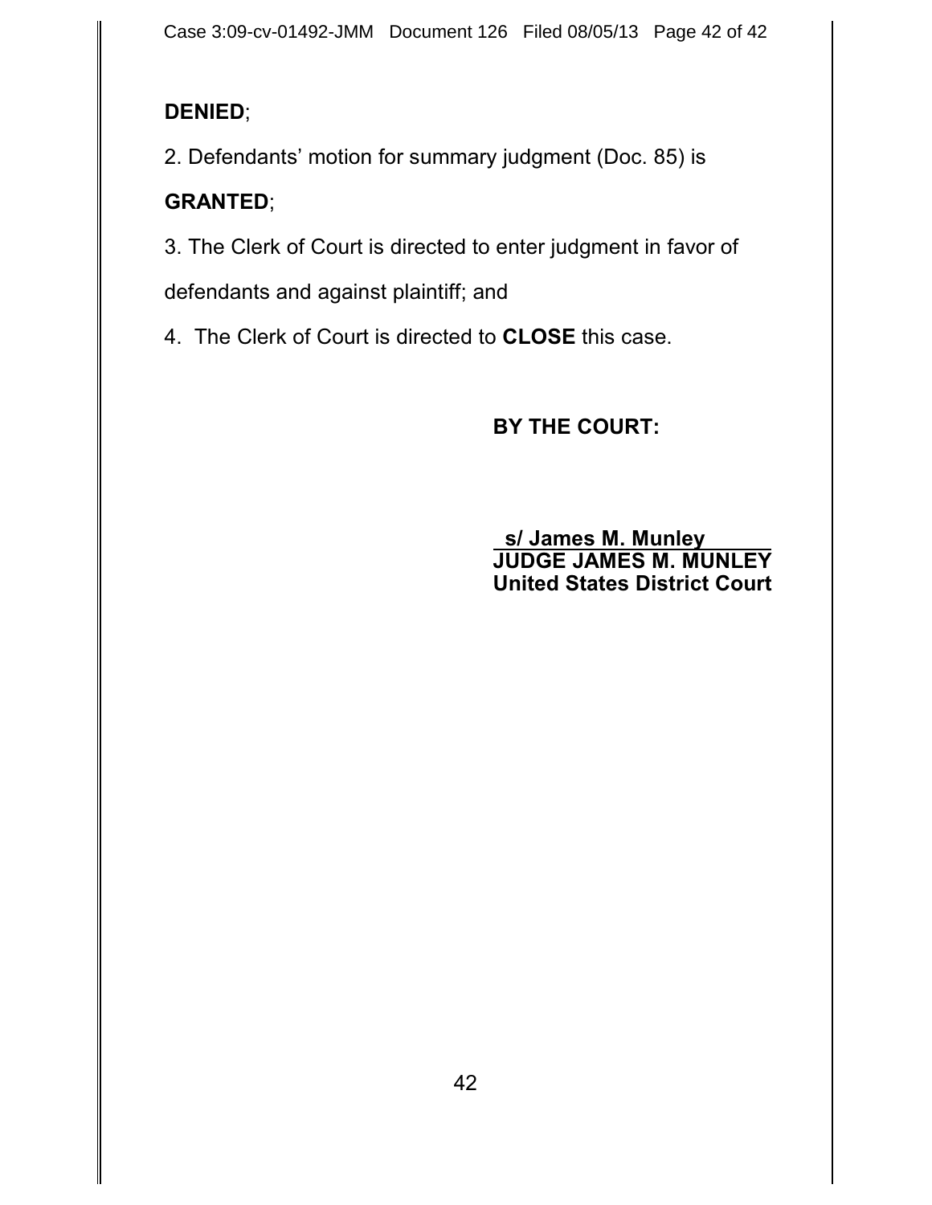**DENIED**;

2. Defendants' motion for summary judgment (Doc. 85) is

**GRANTED**;

3. The Clerk of Court is directed to enter judgment in favor of defendants and against plaintiff; and

4. The Clerk of Court is directed to **CLOSE** this case.

**BY THE COURT:**

**s/ James M. Munley**
**JUDGE JAMES M. MUNLEY**
**United States District Court**